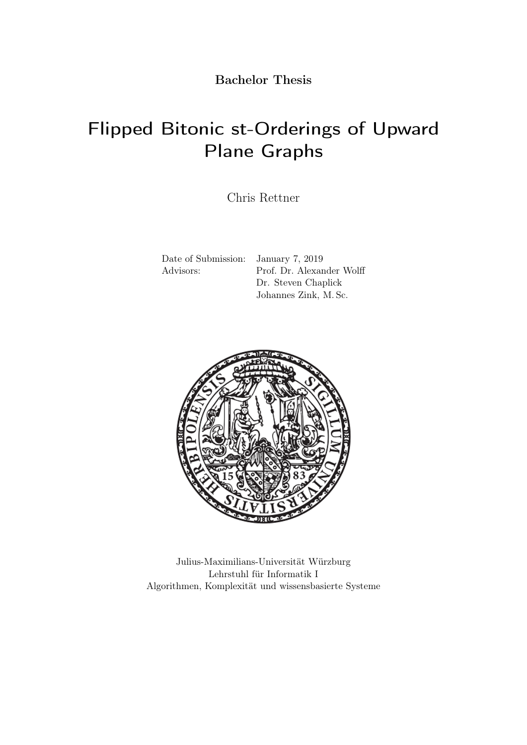**Bachelor Thesis**

# Flipped Bitonic st-Orderings of Upward Plane Graphs

Chris Rettner

Date of Submission: January 7, 2019
Advisors: Prof. Dr. Alexander Wolff
Dr. Steven Chaplick
Johannes Zink, M. Sc.

Julius-Maximilians-Universität Würzburg
Lehrstuhl für Informatik I
Algorithmen, Komplexität und wissensbasierte Systeme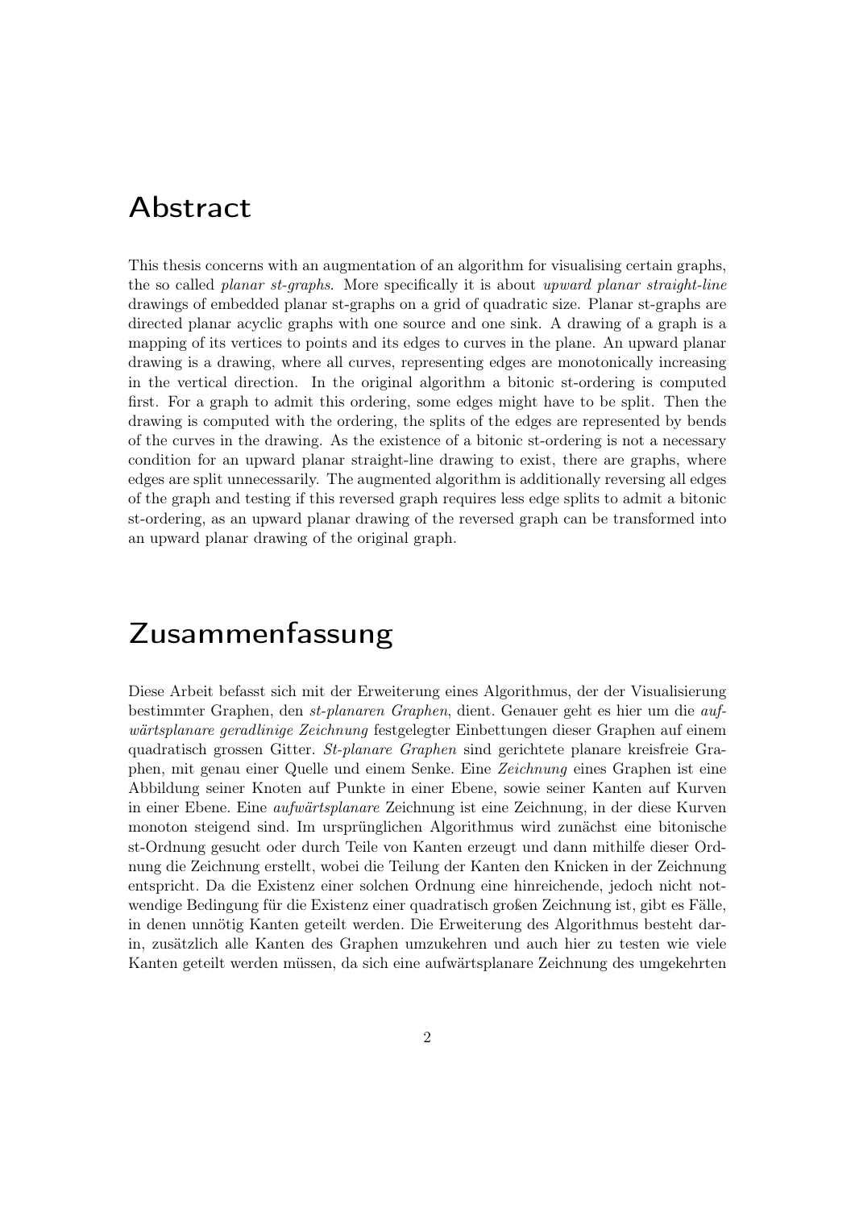# Abstract

This thesis concerns with an augmentation of an algorithm for visualising certain graphs, the so called *planar st-graphs*. More specifically it is about *upward planar straight-line* drawings of embedded planar st-graphs on a grid of quadratic size. Planar st-graphs are directed planar acyclic graphs with one source and one sink. A drawing of a graph is a mapping of its vertices to points and its edges to curves in the plane. An upward planar drawing is a drawing, where all curves, representing edges are monotonically increasing in the vertical direction. In the original algorithm a bitonic st-ordering is computed first. For a graph to admit this ordering, some edges might have to be split. Then the drawing is computed with the ordering, the splits of the edges are represented by bends of the curves in the drawing. As the existence of a bitonic st-ordering is not a necessary condition for an upward planar straight-line drawing to exist, there are graphs, where edges are split unnecessarily. The augmented algorithm is additionally reversing all edges of the graph and testing if this reversed graph requires less edge splits to admit a bitonic st-ordering, as an upward planar drawing of the reversed graph can be transformed into an upward planar drawing of the original graph.

# Zusammenfassung

Diese Arbeit befasst sich mit der Erweiterung eines Algorithmus, der der Visualisierung bestimmter Graphen, den *st-planaren Graphen*, dient. Genauer geht es hier um die *aufwärtsplanare geradlinige Zeichnung* festgelegter Einbettungen dieser Graphen auf einem quadratisch grossen Gitter. *St-planare Graphen* sind gerichtete planare kreisfreie Graphen, mit genau einer Quelle und einem Senke. Eine *Zeichnung* eines Graphen ist eine Abbildung seiner Knoten auf Punkte in einer Ebene, sowie seiner Kanten auf Kurven in einer Ebene. Eine *aufwärtsplanare* Zeichnung ist eine Zeichnung, in der diese Kurven monoton steigend sind. Im ursprünglichen Algorithmus wird zunächst eine bitonische st-Ordnung gesucht oder durch Teile von Kanten erzeugt und dann mithilfe dieser Ordnung die Zeichnung erstellt, wobei die Teilung der Kanten den Knicken in der Zeichnung entspricht. Da die Existenz einer solchen Ordnung eine hinreichende, jedoch nicht notwendige Bedingung für die Existenz einer quadratisch großen Zeichnung ist, gibt es Fälle, in denen unnötig Kanten geteilt werden. Die Erweiterung des Algorithmus besteht darin, zusätzlich alle Kanten des Graphen umzukehren und auch hier zu testen wie viele Kanten geteilt werden müssen, da sich eine aufwärtsplanare Zeichnung des umgekehrten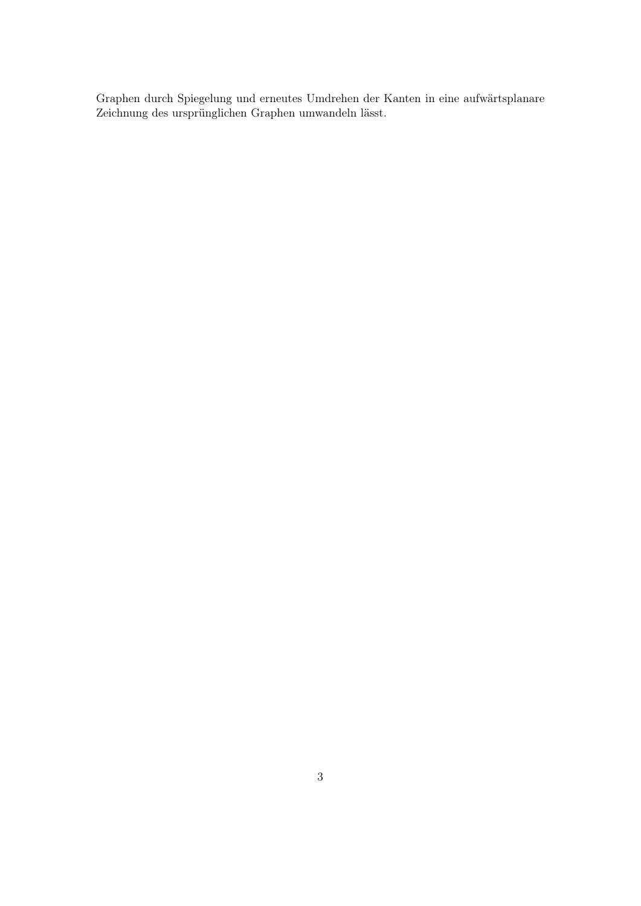Graphen durch Spiegelung und erneutes Umdrehen der Kanten in eine aufwärtsplanare Zeichnung des ursprünglichen Graphen umwandeln lässt.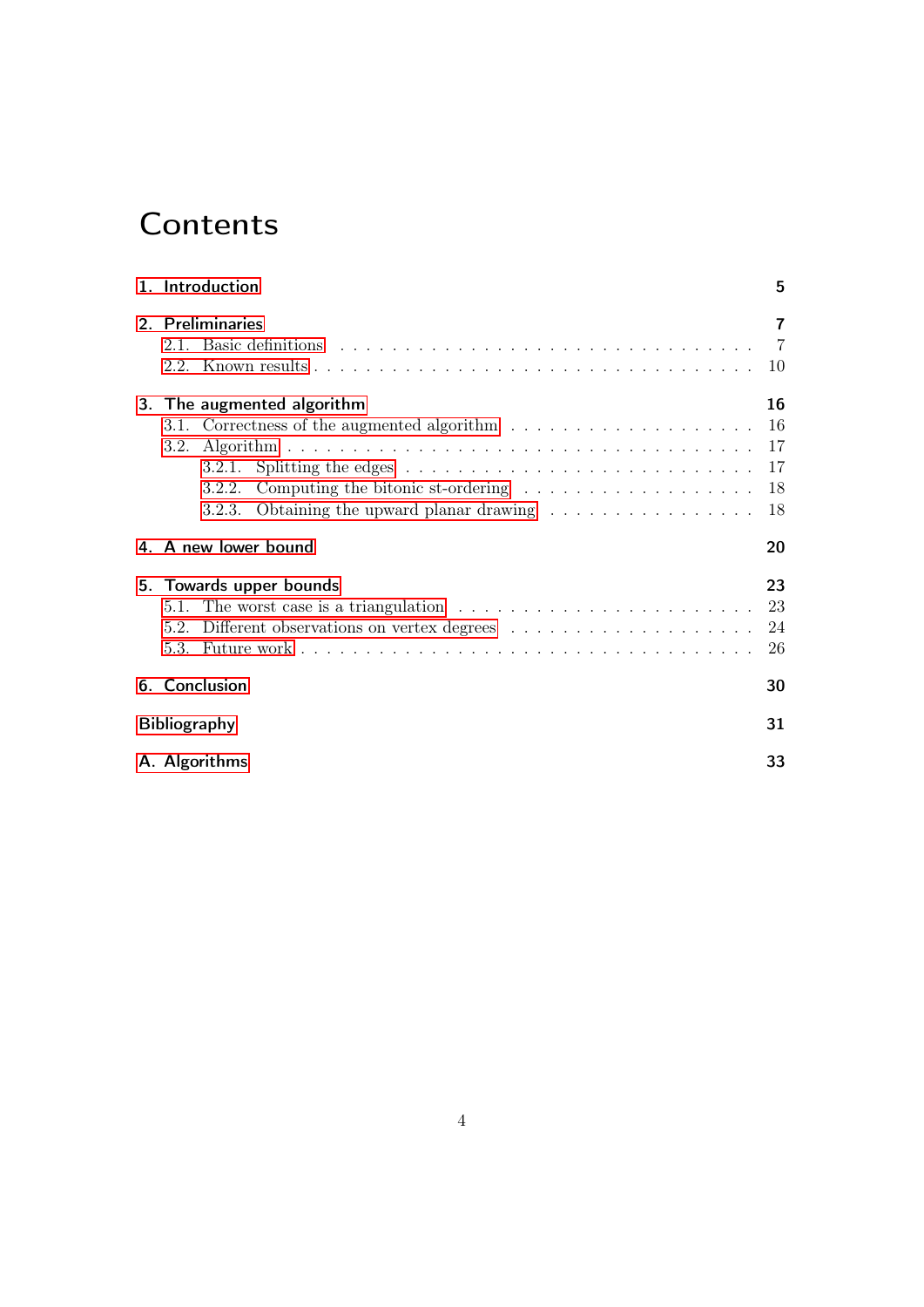# Contents

1. Introduction 5

2. Preliminaries 7
   - 2.1. Basic definitions 7
   - 2.2. Known results 10

3. The augmented algorithm 16
   - 3.1. Correctness of the augmented algorithm 16
   - 3.2. Algorithm 17
     - 3.2.1. Splitting the edges 17
     - 3.2.2. Computing the bitonic st-ordering 18
     - 3.2.3. Obtaining the upward planar drawing 18

4. A new lower bound 20

5. Towards upper bounds 23
   - 5.1. The worst case is a triangulation 23
   - 5.2. Different observations on vertex degrees 24
   - 5.3. Future work 26

6. Conclusion 30

Bibliography 31

A. Algorithms 33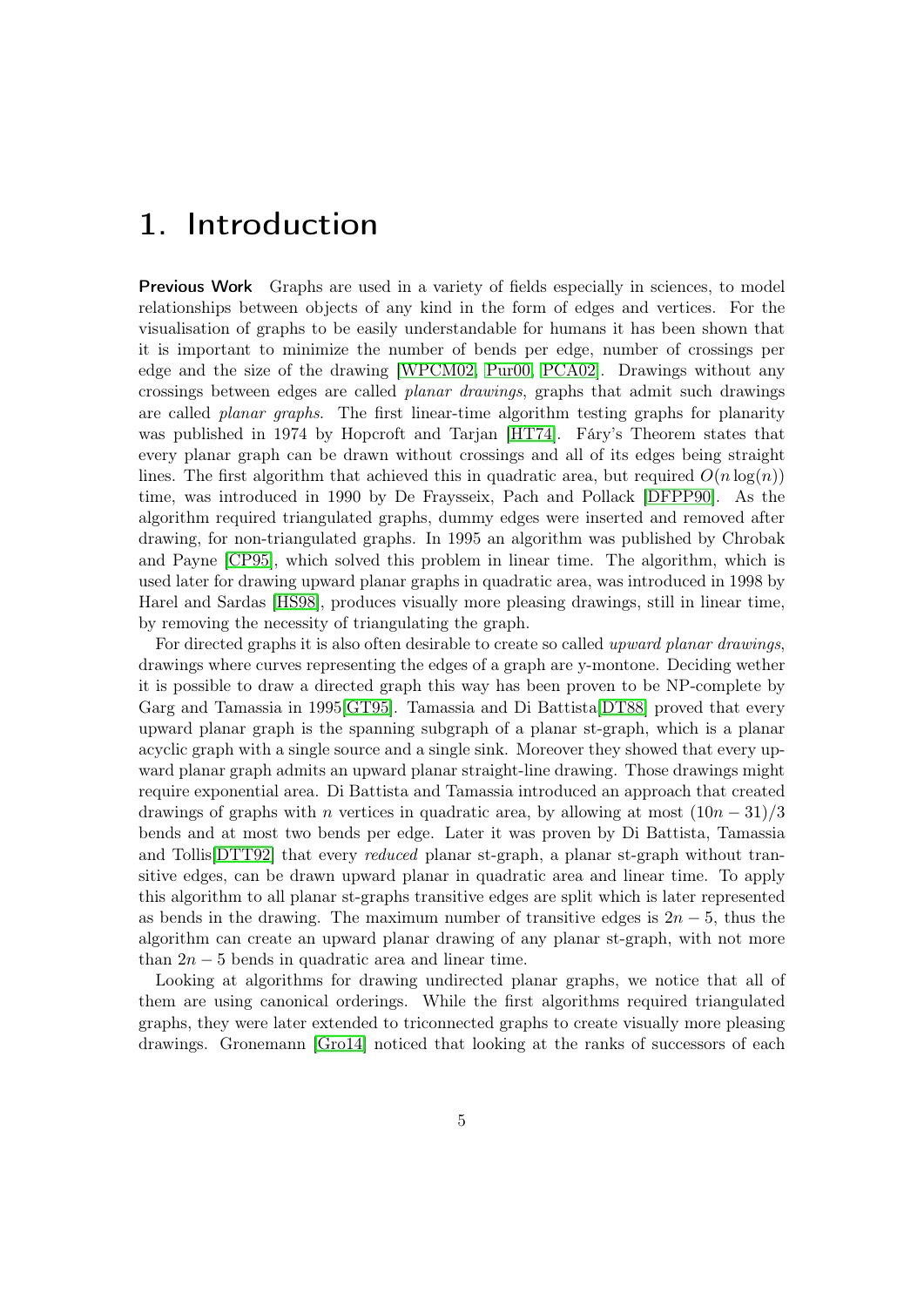# 1. Introduction

**Previous Work** Graphs are used in a variety of fields especially in sciences, to model relationships between objects of any kind in the form of edges and vertices. For the visualisation of graphs to be easily understandable for humans it has been shown that it is important to minimize the number of bends per edge, number of crossings per edge and the size of the drawing [WPCM02, Pur00, PCA02]. Drawings without any crossings between edges are called *planar drawings*, graphs that admit such drawings are called *planar graphs*. The first linear-time algorithm testing graphs for planarity was published in 1974 by Hopcroft and Tarjan [HT74]. Fáry's Theorem states that every planar graph can be drawn without crossings and all of its edges being straight lines. The first algorithm that achieved this in quadratic area, but required $O(n \log(n))$ time, was introduced in 1990 by De Fraysseix, Pach and Pollack [DFPP90]. As the algorithm required triangulated graphs, dummy edges were inserted and removed after drawing, for non-triangulated graphs. In 1995 an algorithm was published by Chrobak and Payne [CP95], which solved this problem in linear time. The algorithm, which is used later for drawing upward planar graphs in quadratic area, was introduced in 1998 by Harel and Sardas [HS98], produces visually more pleasing drawings, still in linear time, by removing the necessity of triangulating the graph.

For directed graphs it is also often desirable to create so called *upward planar drawings*, drawings where curves representing the edges of a graph are y-montone. Deciding wether it is possible to draw a directed graph this way has been proven to be NP-complete by Garg and Tamassia in 1995[GT95]. Tamassia and Di Battista[DT88] proved that every upward planar graph is the spanning subgraph of a planar st-graph, which is a planar acyclic graph with a single source and a single sink. Moreover they showed that every upward planar graph admits an upward planar straight-line drawing. Those drawings might require exponential area. Di Battista and Tamassia introduced an approach that created drawings of graphs with $n$ vertices in quadratic area, by allowing at most $(10n - 31)/3$ bends and at most two bends per edge. Later it was proven by Di Battista, Tamassia and Tollis[DTT92] that every *reduced* planar st-graph, a planar st-graph without transitive edges, can be drawn upward planar in quadratic area and linear time. To apply this algorithm to all planar st-graphs transitive edges are split which is later represented as bends in the drawing. The maximum number of transitive edges is $2n - 5$, thus the algorithm can create an upward planar drawing of any planar st-graph, with not more than $2n - 5$ bends in quadratic area and linear time.

Looking at algorithms for drawing undirected planar graphs, we notice that all of them are using canonical orderings. While the first algorithms required triangulated graphs, they were later extended to triconnected graphs to create visually more pleasing drawings. Gronemann [Gro14] noticed that looking at the ranks of successors of each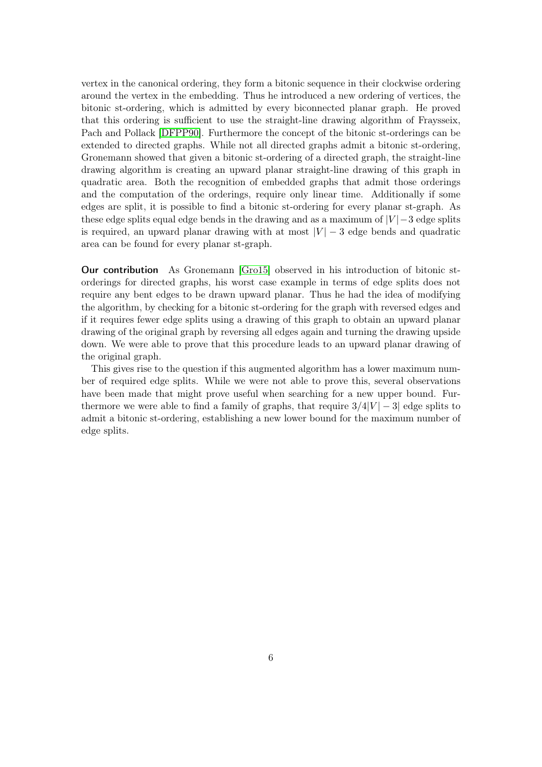vertex in the canonical ordering, they form a bitonic sequence in their clockwise ordering around the vertex in the embedding. Thus he introduced a new ordering of vertices, the bitonic st-ordering, which is admitted by every biconnected planar graph. He proved that this ordering is sufficient to use the straight-line drawing algorithm of Fraysseix, Pach and Pollack [DFPP90]. Furthermore the concept of the bitonic st-orderings can be extended to directed graphs. While not all directed graphs admit a bitonic st-ordering, Gronemann showed that given a bitonic st-ordering of a directed graph, the straight-line drawing algorithm is creating an upward planar straight-line drawing of this graph in quadratic area. Both the recognition of embedded graphs that admit those orderings and the computation of the orderings, require only linear time. Additionally if some edges are split, it is possible to find a bitonic st-ordering for every planar st-graph. As these edge splits equal edge bends in the drawing and as a maximum of $|V|-3$ edge splits is required, an upward planar drawing with at most $|V|-3$ edge bends and quadratic area can be found for every planar st-graph.

**Our contribution** As Gronemann [Gro15] observed in his introduction of bitonic st-orderings for directed graphs, his worst case example in terms of edge splits does not require any bent edges to be drawn upward planar. Thus he had the idea of modifying the algorithm, by checking for a bitonic st-ordering for the graph with reversed edges and if it requires fewer edge splits using a drawing of this graph to obtain an upward planar drawing of the original graph by reversing all edges again and turning the drawing upside down. We were able to prove that this procedure leads to an upward planar drawing of the original graph.

This gives rise to the question if this augmented algorithm has a lower maximum number of required edge splits. While we were not able to prove this, several observations have been made that might prove useful when searching for a new upper bound. Furthermore we were able to find a family of graphs, that require $3/4|V|-3|$ edge splits to admit a bitonic st-ordering, establishing a new lower bound for the maximum number of edge splits.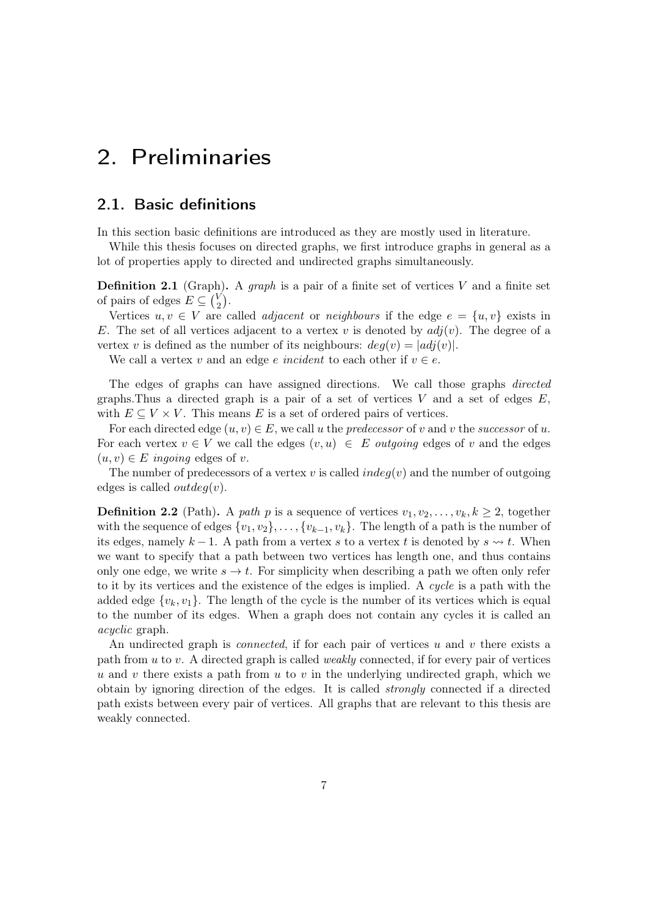# 2. Preliminaries

## 2.1. Basic definitions

In this section basic definitions are introduced as they are mostly used in literature.

While this thesis focuses on directed graphs, we first introduce graphs in general as a lot of properties apply to directed and undirected graphs simultaneously.

**Definition 2.1** (Graph)**.** A *graph* is a pair of a finite set of vertices $V$ and a finite set of pairs of edges $E \subseteq \binom{V}{2}$.

Vertices $u, v \in V$ are called *adjacent* or *neighbours* if the edge $e = \{u, v\}$ exists in $E$. The set of all vertices adjacent to a vertex $v$ is denoted by $adj(v)$. The degree of a vertex $v$ is defined as the number of its neighbours: $deg(v) = |adj(v)|$.

We call a vertex $v$ and an edge $e$ *incident* to each other if $v \in e$.

The edges of graphs can have assigned directions. We call those graphs *directed* graphs.Thus a directed graph is a pair of a set of vertices $V$ and a set of edges $E$, with $E \subseteq V \times V$. This means $E$ is a set of ordered pairs of vertices.

For each directed edge $(u, v) \in E$, we call $u$ the *predecessor* of $v$ and $v$ the *successor* of $u$. For each vertex $v \in V$ we call the edges $(v, u) \in E$ *outgoing* edges of $v$ and the edges $(u, v) \in E$ *ingoing* edges of $v$.

The number of predecessors of a vertex $v$ is called $indeg(v)$ and the number of outgoing edges is called $outdeg(v)$.

**Definition 2.2** (Path)**.** A *path* $p$ is a sequence of vertices $v_1, v_2, \ldots, v_k, k \geq 2$, together with the sequence of edges $\{v_1, v_2\}, \ldots, \{v_{k-1}, v_k\}$. The length of a path is the number of its edges, namely $k - 1$. A path from a vertex $s$ to a vertex $t$ is denoted by $s \rightsquigarrow t$. When we want to specify that a path between two vertices has length one, and thus contains only one edge, we write $s \rightarrow t$. For simplicity when describing a path we often only refer to it by its vertices and the existence of the edges is implied. A *cycle* is a path with the added edge $\{v_k, v_1\}$. The length of the cycle is the number of its vertices which is equal to the number of its edges. When a graph does not contain any cycles it is called an *acyclic* graph.

An undirected graph is *connected*, if for each pair of vertices $u$ and $v$ there exists a path from $u$ to $v$. A directed graph is called *weakly* connected, if for every pair of vertices $u$ and $v$ there exists a path from $u$ to $v$ in the underlying undirected graph, which we obtain by ignoring direction of the edges. It is called *strongly* connected if a directed path exists between every pair of vertices. All graphs that are relevant to this thesis are weakly connected.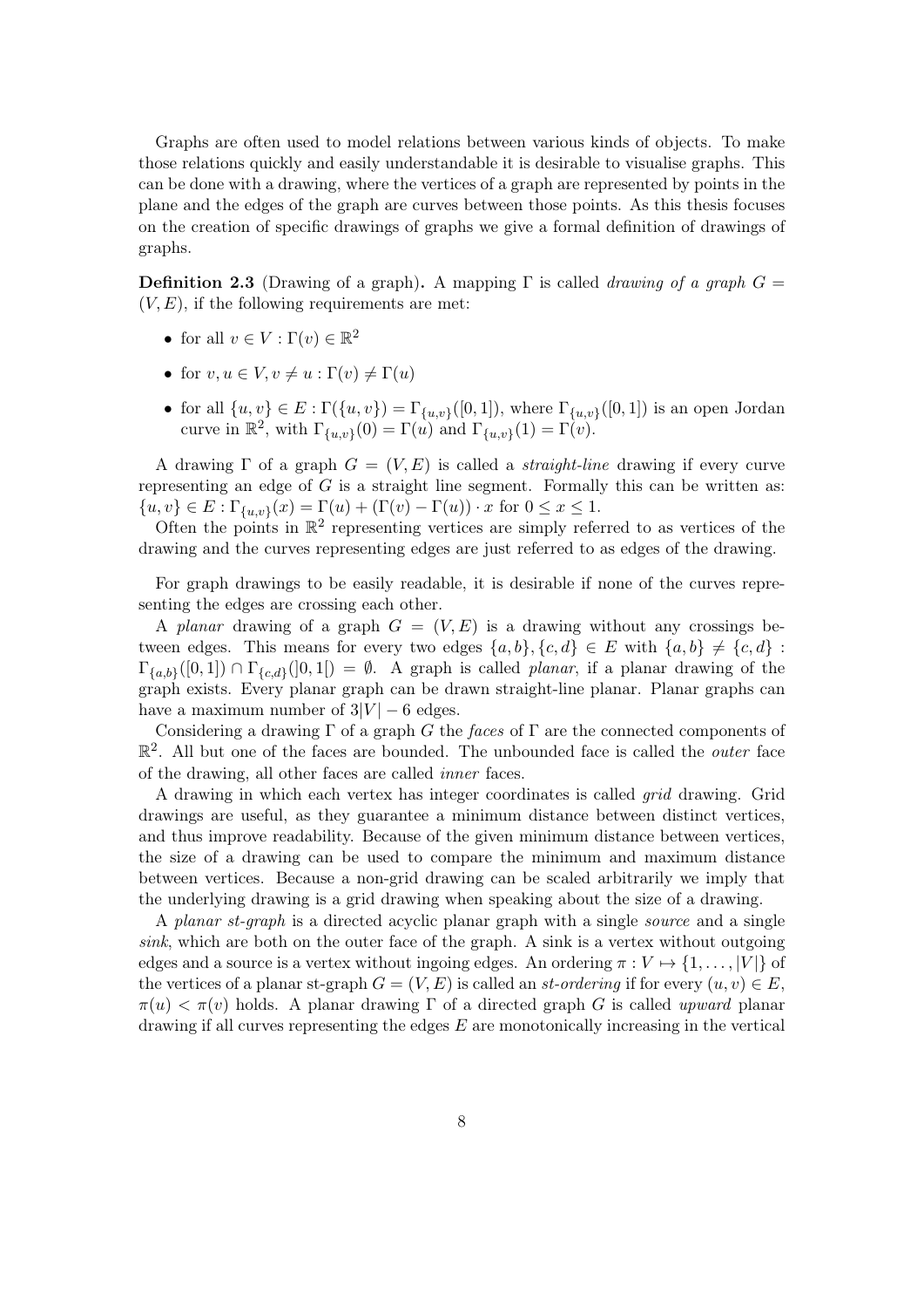Graphs are often used to model relations between various kinds of objects. To make those relations quickly and easily understandable it is desirable to visualise graphs. This can be done with a drawing, where the vertices of a graph are represented by points in the plane and the edges of the graph are curves between those points. As this thesis focuses on the creation of specific drawings of graphs we give a formal definition of drawings of graphs.

**Definition 2.3** (Drawing of a graph)**.** A mapping $\Gamma$ is called *drawing of a graph* $G = (V, E)$, if the following requirements are met:

- for all $v \in V : \Gamma(v) \in \mathbb{R}^2$
- for $v, u \in V, v \neq u : \Gamma(v) \neq \Gamma(u)$
- for all $\{u, v\} \in E : \Gamma(\{u, v\}) = \Gamma_{\{u,v\}}([0, 1])$, where $\Gamma_{\{u,v\}}([0, 1])$ is an open Jordan curve in $\mathbb{R}^2$, with $\Gamma_{\{u,v\}}(0) = \Gamma(u)$ and $\Gamma_{\{u,v\}}(1) = \Gamma(v)$.

A drawing $\Gamma$ of a graph $G = (V, E)$ is called a *straight-line* drawing if every curve representing an edge of $G$ is a straight line segment. Formally this can be written as: $\{u, v\} \in E : \Gamma_{\{u,v\}}(x) = \Gamma(u) + (\Gamma(v) - \Gamma(u)) \cdot x$ for $0 \leq x \leq 1$.

Often the points in $\mathbb{R}^2$ representing vertices are simply referred to as vertices of the drawing and the curves representing edges are just referred to as edges of the drawing.

For graph drawings to be easily readable, it is desirable if none of the curves representing the edges are crossing each other.

A *planar* drawing of a graph $G = (V, E)$ is a drawing without any crossings between edges. This means for every two edges $\{a, b\}, \{c, d\} \in E$ with $\{a, b\} \neq \{c, d\}$ : $\Gamma_{\{a,b\}}([0, 1]) \cap \Gamma_{\{c,d\}}(]0, 1[) = \emptyset$. A graph is called *planar*, if a planar drawing of the graph exists. Every planar graph can be drawn straight-line planar. Planar graphs can have a maximum number of $3|V| - 6$ edges.

Considering a drawing $\Gamma$ of a graph $G$ the *faces* of $\Gamma$ are the connected components of $\mathbb{R}^2$. All but one of the faces are bounded. The unbounded face is called the *outer* face of the drawing, all other faces are called *inner* faces.

A drawing in which each vertex has integer coordinates is called *grid* drawing. Grid drawings are useful, as they guarantee a minimum distance between distinct vertices, and thus improve readability. Because of the given minimum distance between vertices, the size of a drawing can be used to compare the minimum and maximum distance between vertices. Because a non-grid drawing can be scaled arbitrarily we imply that the underlying drawing is a grid drawing when speaking about the size of a drawing.

A *planar st-graph* is a directed acyclic planar graph with a single *source* and a single *sink*, which are both on the outer face of the graph. A sink is a vertex without outgoing edges and a source is a vertex without ingoing edges. An ordering $\pi : V \mapsto \{1, \ldots, |V|\}$ of the vertices of a planar st-graph $G = (V, E)$ is called an *st-ordering* if for every $(u, v) \in E$, $\pi(u) < \pi(v)$ holds. A planar drawing $\Gamma$ of a directed graph $G$ is called *upward* planar drawing if all curves representing the edges $E$ are monotonically increasing in the vertical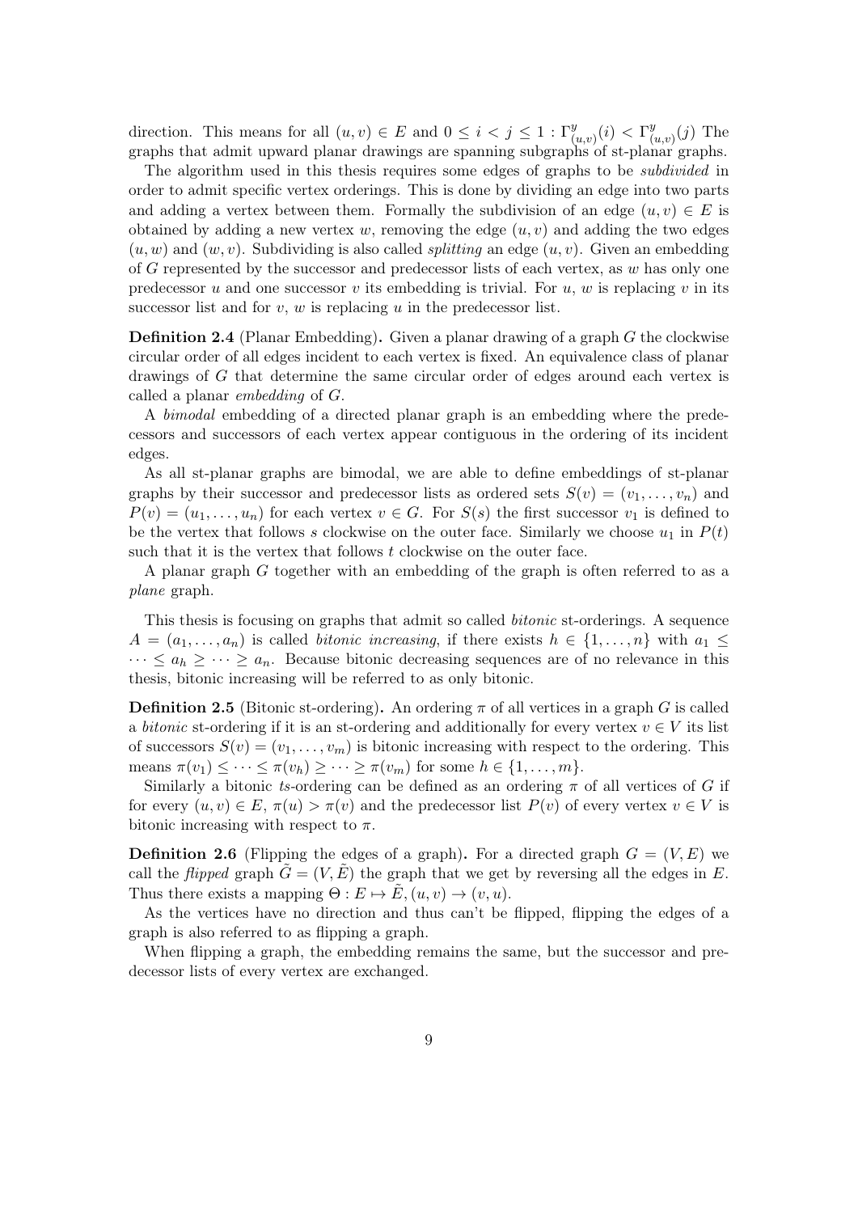direction. This means for all $(u,v) \in E$ and $0 \leq i < j \leq 1 : \Gamma^y_{(u,v)}(i) < \Gamma^y_{(u,v)}(j)$ The graphs that admit upward planar drawings are spanning subgraphs of st-planar graphs.

The algorithm used in this thesis requires some edges of graphs to be *subdivided* in order to admit specific vertex orderings. This is done by dividing an edge into two parts and adding a vertex between them. Formally the subdivision of an edge $(u,v) \in E$ is obtained by adding a new vertex $w$, removing the edge $(u,v)$ and adding the two edges $(u,w)$ and $(w,v)$. Subdividing is also called *splitting* an edge $(u,v)$. Given an embedding of $G$ represented by the successor and predecessor lists of each vertex, as $w$ has only one predecessor $u$ and one successor $v$ its embedding is trivial. For $u$, $w$ is replacing $v$ in its successor list and for $v$, $w$ is replacing $u$ in the predecessor list.

**Definition 2.4** (Planar Embedding)**.** Given a planar drawing of a graph $G$ the clockwise circular order of all edges incident to each vertex is fixed. An equivalence class of planar drawings of $G$ that determine the same circular order of edges around each vertex is called a planar *embedding* of $G$.

A *bimodal* embedding of a directed planar graph is an embedding where the predecessors and successors of each vertex appear contiguous in the ordering of its incident edges.

As all st-planar graphs are bimodal, we are able to define embeddings of st-planar graphs by their successor and predecessor lists as ordered sets $S(v) = (v_1, \ldots, v_n)$ and $P(v) = (u_1, \ldots, u_n)$ for each vertex $v \in G$. For $S(s)$ the first successor $v_1$ is defined to be the vertex that follows $s$ clockwise on the outer face. Similarly we choose $u_1$ in $P(t)$ such that it is the vertex that follows $t$ clockwise on the outer face.

A planar graph $G$ together with an embedding of the graph is often referred to as a *plane* graph.

This thesis is focusing on graphs that admit so called *bitonic* st-orderings. A sequence $A = (a_1, \ldots, a_n)$ is called *bitonic increasing*, if there exists $h \in \{1, \ldots, n\}$ with $a_1 \leq \cdots \leq a_h \geq \cdots \geq a_n$. Because bitonic decreasing sequences are of no relevance in this thesis, bitonic increasing will be referred to as only bitonic.

**Definition 2.5** (Bitonic st-ordering)**.** An ordering $\pi$ of all vertices in a graph $G$ is called a *bitonic* st-ordering if it is an st-ordering and additionally for every vertex $v \in V$ its list of successors $S(v) = (v_1, \ldots, v_m)$ is bitonic increasing with respect to the ordering. This means $\pi(v_1) \leq \cdots \leq \pi(v_h) \geq \cdots \geq \pi(v_m)$ for some $h \in \{1, \ldots, m\}$.

Similarly a bitonic *ts*-ordering can be defined as an ordering $\pi$ of all vertices of $G$ if for every $(u,v) \in E$, $\pi(u) > \pi(v)$ and the predecessor list $P(v)$ of every vertex $v \in V$ is bitonic increasing with respect to $\pi$.

**Definition 2.6** (Flipping the edges of a graph)**.** For a directed graph $G = (V, E)$ we call the *flipped* graph $\tilde{G} = (V, \tilde{E})$ the graph that we get by reversing all the edges in $E$. Thus there exists a mapping $\Theta : E \mapsto \tilde{E}, (u,v) \to (v,u)$.

As the vertices have no direction and thus can't be flipped, flipping the edges of a graph is also referred to as flipping a graph.

When flipping a graph, the embedding remains the same, but the successor and predecessor lists of every vertex are exchanged.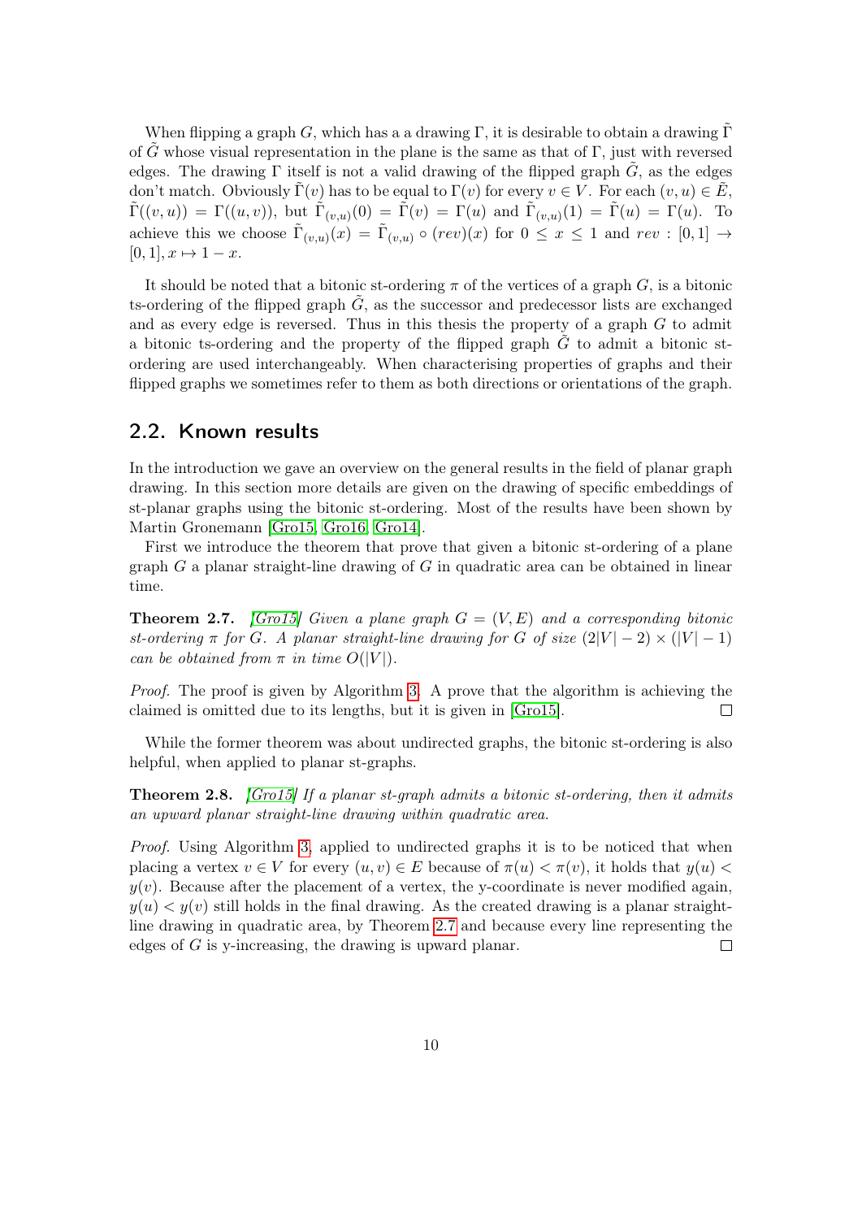When flipping a graph $G$, which has a a drawing $\Gamma$, it is desirable to obtain a drawing $\tilde{\Gamma}$ of $\tilde{G}$ whose visual representation in the plane is the same as that of $\Gamma$, just with reversed edges. The drawing $\Gamma$ itself is not a valid drawing of the flipped graph $\tilde{G}$, as the edges don't match. Obviously $\tilde{\Gamma}(v)$ has to be equal to $\Gamma(v)$ for every $v \in V$. For each $(v, u) \in \tilde{E}$, $\tilde{\Gamma}((v, u)) = \Gamma((u, v))$, but $\tilde{\Gamma}_{(v,u)}(0) = \tilde{\Gamma}(v) = \Gamma(u)$ and $\tilde{\Gamma}_{(v,u)}(1) = \tilde{\Gamma}(u) = \Gamma(u)$. To achieve this we choose $\tilde{\Gamma}_{(v,u)}(x) = \tilde{\Gamma}_{(v,u)} \circ (rev)(x)$ for $0 \leq x \leq 1$ and $rev : [0, 1] \to [0, 1], x \mapsto 1 - x$.

It should be noted that a bitonic st-ordering $\pi$ of the vertices of a graph $G$, is a bitonic ts-ordering of the flipped graph $\tilde{G}$, as the successor and predecessor lists are exchanged and as every edge is reversed. Thus in this thesis the property of a graph $G$ to admit a bitonic ts-ordering and the property of the flipped graph $\tilde{G}$ to admit a bitonic st-ordering are used interchangeably. When characterising properties of graphs and their flipped graphs we sometimes refer to them as both directions or orientations of the graph.

## 2.2. Known results

In the introduction we gave an overview on the general results in the field of planar graph drawing. In this section more details are given on the drawing of specific embeddings of st-planar graphs using the bitonic st-ordering. Most of the results have been shown by Martin Gronemann [Gro15, Gro16, Gro14].

First we introduce the theorem that prove that given a bitonic st-ordering of a plane graph $G$ a planar straight-line drawing of $G$ in quadratic area can be obtained in linear time.

**Theorem 2.7.** *[Gro15] Given a plane graph $G = (V, E)$ and a corresponding bitonic st-ordering $\pi$ for $G$. A planar straight-line drawing for $G$ of size $(2|V| - 2) \times (|V| - 1)$ can be obtained from $\pi$ in time $O(|V|)$.*

*Proof.* The proof is given by Algorithm 3. A prove that the algorithm is achieving the claimed is omitted due to its lengths, but it is given in [Gro15]. □

While the former theorem was about undirected graphs, the bitonic st-ordering is also helpful, when applied to planar st-graphs.

**Theorem 2.8.** *[Gro15] If a planar st-graph admits a bitonic st-ordering, then it admits an upward planar straight-line drawing within quadratic area.*

*Proof.* Using Algorithm 3, applied to undirected graphs it is to be noticed that when placing a vertex $v \in V$ for every $(u, v) \in E$ because of $\pi(u) < \pi(v)$, it holds that $y(u) < y(v)$. Because after the placement of a vertex, the y-coordinate is never modified again, $y(u) < y(v)$ still holds in the final drawing. As the created drawing is a planar straight-line drawing in quadratic area, by Theorem 2.7 and because every line representing the edges of $G$ is y-increasing, the drawing is upward planar. □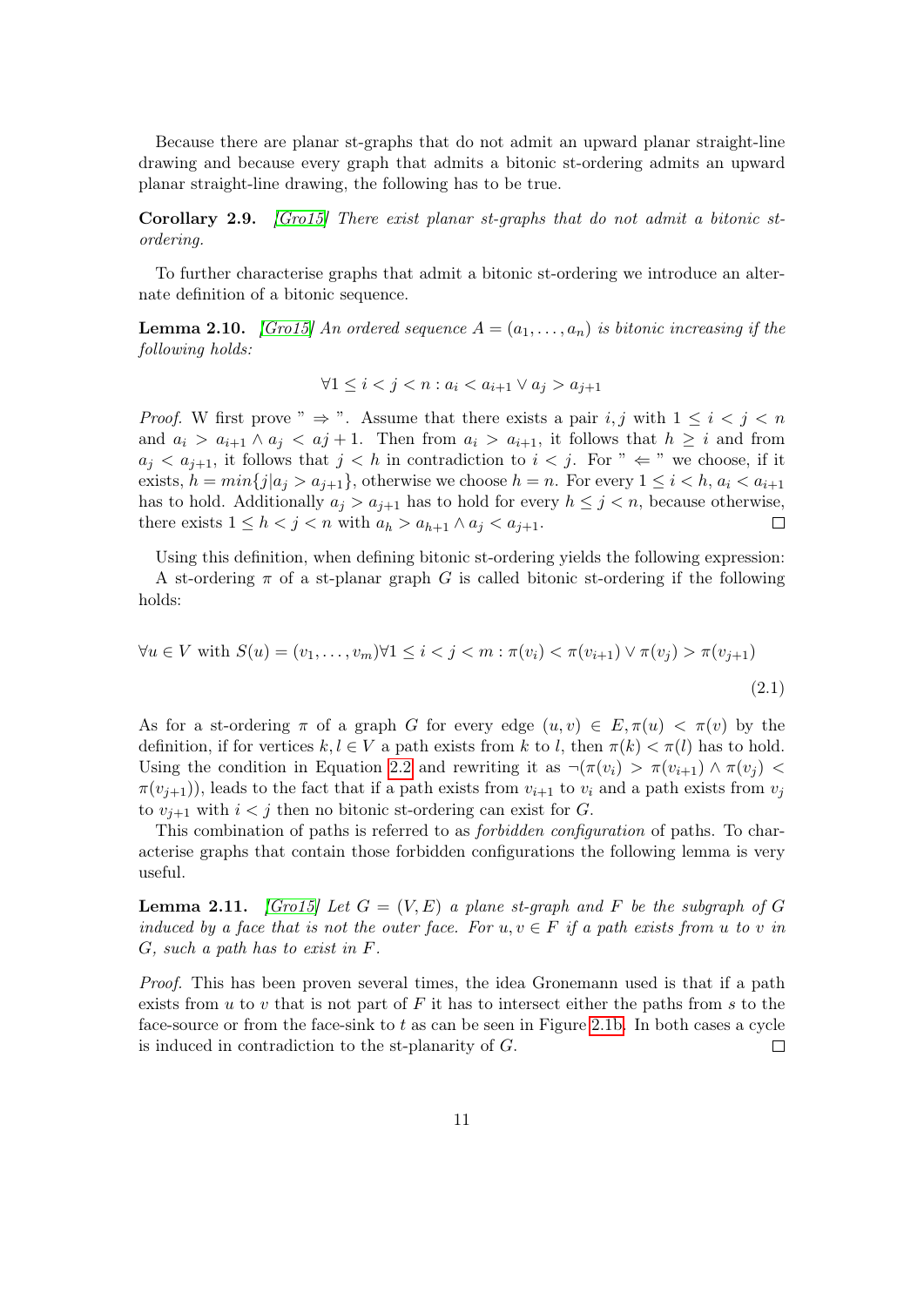Because there are planar st-graphs that do not admit an upward planar straight-line drawing and because every graph that admits a bitonic st-ordering admits an upward planar straight-line drawing, the following has to be true.

**Corollary 2.9.** *[Gro15] There exist planar st-graphs that do not admit a bitonic st-ordering.*

To further characterise graphs that admit a bitonic st-ordering we introduce an alternate definition of a bitonic sequence.

**Lemma 2.10.** *[Gro15] An ordered sequence $A = (a_1, \ldots, a_n)$ is bitonic increasing if the following holds:*

$$\forall 1 \leq i < j < n : a_i < a_{i+1} \vee a_j > a_{j+1}$$

*Proof.* W first prove " $\Rightarrow$ ". Assume that there exists a pair $i, j$ with $1 \leq i < j < n$ and $a_i > a_{i+1} \wedge a_j < aj+1$. Then from $a_i > a_{i+1}$, it follows that $h \geq i$ and from $a_j < a_{j+1}$, it follows that $j < h$ in contradiction to $i < j$. For " $\Leftarrow$ " we choose, if it exists, $h = min\{j | a_j > a_{j+1}\}$, otherwise we choose $h = n$. For every $1 \leq i < h$, $a_i < a_{i+1}$ has to hold. Additionally $a_j > a_{j+1}$ has to hold for every $h \leq j < n$, because otherwise, there exists $1 \leq h < j < n$ with $a_h > a_{h+1} \wedge a_j < a_{j+1}$. □

Using this definition, when defining bitonic st-ordering yields the following expression:
A st-ordering $\pi$ of a st-planar graph $G$ is called bitonic st-ordering if the following holds:

$$\forall u \in V \text{ with } S(u) = (v_1, \ldots, v_m) \forall 1 \leq i < j < m : \pi(v_i) < \pi(v_{i+1}) \vee \pi(v_j) > \pi(v_{j+1}) \tag{2.1}$$

As for a st-ordering $\pi$ of a graph $G$ for every edge $(u, v) \in E, \pi(u) < \pi(v)$ by the definition, if for vertices $k, l \in V$ a path exists from $k$ to $l$, then $\pi(k) < \pi(l)$ has to hold. Using the condition in Equation 2.2 and rewriting it as $\neg(\pi(v_i) > \pi(v_{i+1}) \wedge \pi(v_j) < \pi(v_{j+1}))$, leads to the fact that if a path exists from $v_{i+1}$ to $v_i$ and a path exists from $v_j$ to $v_{j+1}$ with $i < j$ then no bitonic st-ordering can exist for $G$.

This combination of paths is referred to as *forbidden configuration* of paths. To characterise graphs that contain those forbidden configurations the following lemma is very useful.

**Lemma 2.11.** *[Gro15] Let $G = (V, E)$ a plane st-graph and $F$ be the subgraph of $G$ induced by a face that is not the outer face. For $u, v \in F$ if a path exists from $u$ to $v$ in $G$, such a path has to exist in $F$.*

*Proof.* This has been proven several times, the idea Gronemann used is that if a path exists from $u$ to $v$ that is not part of $F$ it has to intersect either the paths from $s$ to the face-source or from the face-sink to $t$ as can be seen in Figure 2.1b. In both cases a cycle is induced in contradiction to the st-planarity of $G$. □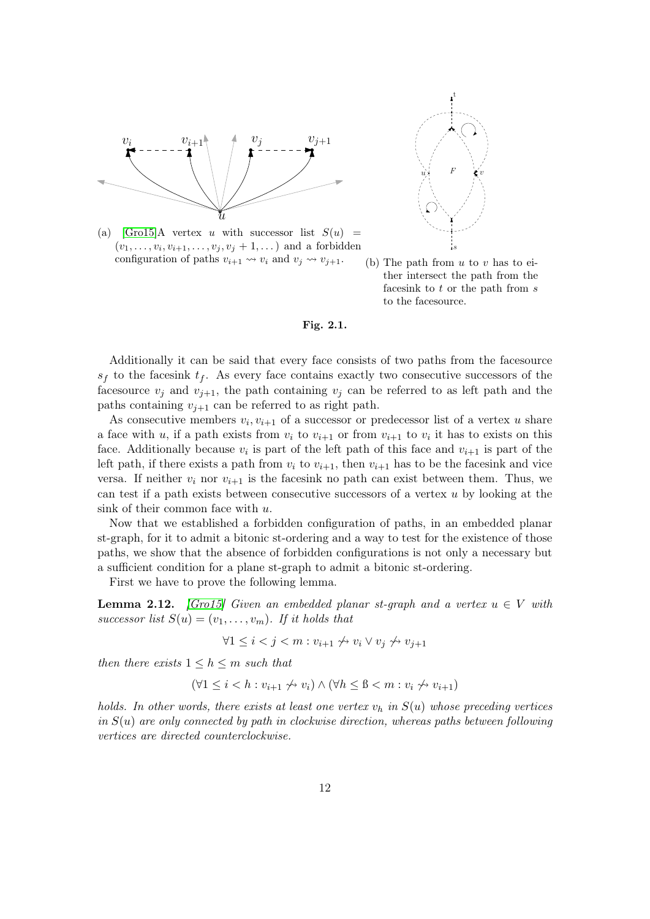(a) [Gro15]A vertex $u$ with successor list $S(u) = (v_1, \ldots, v_i, v_{i+1}, \ldots, v_j, v_j + 1, \ldots)$ and a forbidden configuration of paths $v_{i+1} \rightsquigarrow v_i$ and $v_j \rightsquigarrow v_{j+1}$.

(b) The path from $u$ to $v$ has to either intersect the path from the facesink to $t$ or the path from $s$ to the facesource.

**Fig. 2.1.**

Additionally it can be said that every face consists of two paths from the facesource $s_f$ to the facesink $t_f$. As every face contains exactly two consecutive successors of the facesource $v_j$ and $v_{j+1}$, the path containing $v_j$ can be referred to as left path and the paths containing $v_{j+1}$ can be referred to as right path.

As consecutive members $v_i, v_{i+1}$ of a successor or predecessor list of a vertex $u$ share a face with $u$, if a path exists from $v_i$ to $v_{i+1}$ or from $v_{i+1}$ to $v_i$ it has to exists on this face. Additionally because $v_i$ is part of the left path of this face and $v_{i+1}$ is part of the left path, if there exists a path from $v_i$ to $v_{i+1}$, then $v_{i+1}$ has to be the facesink and vice versa. If neither $v_i$ nor $v_{i+1}$ is the facesink no path can exist between them. Thus, we can test if a path exists between consecutive successors of a vertex $u$ by looking at the sink of their common face with $u$.

Now that we established a forbidden configuration of paths, in an embedded planar st-graph, for it to admit a bitonic st-ordering and a way to test for the existence of those paths, we show that the absence of forbidden configurations is not only a necessary but a sufficient condition for a plane st-graph to admit a bitonic st-ordering.

First we have to prove the following lemma.

**Lemma 2.12.** *[Gro15] Given an embedded planar st-graph and a vertex $u \in V$ with successor list $S(u) = (v_1, \ldots, v_m)$. If it holds that*

$$\forall 1 \leq i < j < m : v_{i+1} \not\rightsquigarrow v_i \vee v_j \not\rightsquigarrow v_{j+1}$$

*then there exists $1 \leq h \leq m$ such that*

$$(\forall 1 \leq i < h : v_{i+1} \not\rightsquigarrow v_i) \wedge (\forall h \leq ß < m : v_i \not\rightsquigarrow v_{i+1})$$

*holds. In other words, there exists at least one vertex $v_h$ in $S(u)$ whose preceding vertices in $S(u)$ are only connected by path in clockwise direction, whereas paths between following vertices are directed counterclockwise.*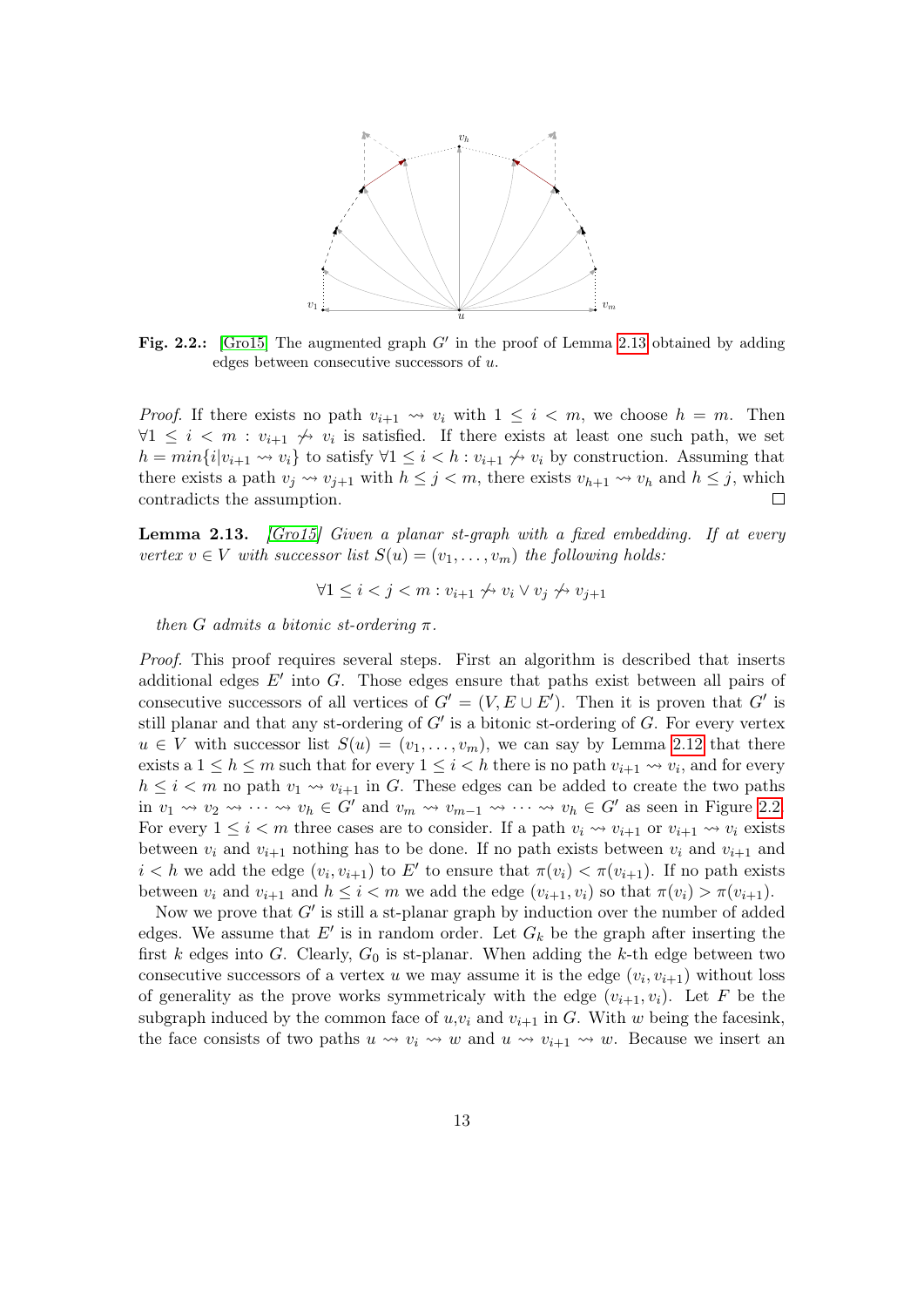**Fig. 2.2.:** [Gro15] The augmented graph $G'$ in the proof of Lemma 2.13 obtained by adding edges between consecutive successors of $u$.

*Proof.* If there exists no path $v_{i+1} \rightsquigarrow v_i$ with $1 \leq i < m$, we choose $h = m$. Then $\forall 1 \leq i < m : v_{i+1} \not\rightsquigarrow v_i$ is satisfied. If there exists at least one such path, we set $h = min\{i | v_{i+1} \rightsquigarrow v_i\}$ to satisfy $\forall 1 \leq i < h : v_{i+1} \not\rightsquigarrow v_i$ by construction. Assuming that there exists a path $v_j \rightsquigarrow v_{j+1}$ with $h \leq j < m$, there exists $v_{h+1} \rightsquigarrow v_h$ and $h \leq j$, which contradicts the assumption. □

**Lemma 2.13.** *[Gro15] Given a planar st-graph with a fixed embedding. If at every vertex $v \in V$ with successor list $S(u) = (v_1, \ldots, v_m)$ the following holds:*

$$\forall 1 \leq i < j < m : v_{i+1} \not\rightsquigarrow v_i \vee v_j \not\rightsquigarrow v_{j+1}$$

*then $G$ admits a bitonic st-ordering $\pi$.*

*Proof.* This proof requires several steps. First an algorithm is described that inserts additional edges $E'$ into $G$. Those edges ensure that paths exist between all pairs of consecutive successors of all vertices of $G' = (V, E \cup E')$. Then it is proven that $G'$ is still planar and that any st-ordering of $G'$ is a bitonic st-ordering of $G$. For every vertex $u \in V$ with successor list $S(u) = (v_1, \ldots, v_m)$, we can say by Lemma 2.12 that there exists a $1 \leq h \leq m$ such that for every $1 \leq i < h$ there is no path $v_{i+1} \rightsquigarrow v_i$, and for every $h \leq i < m$ no path $v_1 \rightsquigarrow v_{i+1}$ in $G$. These edges can be added to create the two paths in $v_1 \rightsquigarrow v_2 \rightsquigarrow \cdots \rightsquigarrow v_h \in G'$ and $v_m \rightsquigarrow v_{m-1} \rightsquigarrow \cdots \rightsquigarrow v_h \in G'$ as seen in Figure 2.2. For every $1 \leq i < m$ three cases are to consider. If a path $v_i \rightsquigarrow v_{i+1}$ or $v_{i+1} \rightsquigarrow v_i$ exists between $v_i$ and $v_{i+1}$ nothing has to be done. If no path exists between $v_i$ and $v_{i+1}$ and $i < h$ we add the edge $(v_i, v_{i+1})$ to $E'$ to ensure that $\pi(v_i) < \pi(v_{i+1})$. If no path exists between $v_i$ and $v_{i+1}$ and $h \leq i < m$ we add the edge $(v_{i+1}, v_i)$ so that $\pi(v_i) > \pi(v_{i+1})$.

Now we prove that $G'$ is still a st-planar graph by induction over the number of added edges. We assume that $E'$ is in random order. Let $G_k$ be the graph after inserting the first $k$ edges into $G$. Clearly, $G_0$ is st-planar. When adding the $k$-th edge between two consecutive successors of a vertex $u$ we may assume it is the edge $(v_i, v_{i+1})$ without loss of generality as the prove works symmetricaly with the edge $(v_{i+1}, v_i)$. Let $F$ be the subgraph induced by the common face of $u$,$v_i$ and $v_{i+1}$ in $G$. With $w$ being the facesink, the face consists of two paths $u \rightsquigarrow v_i \rightsquigarrow w$ and $u \rightsquigarrow v_{i+1} \rightsquigarrow w$. Because we insert an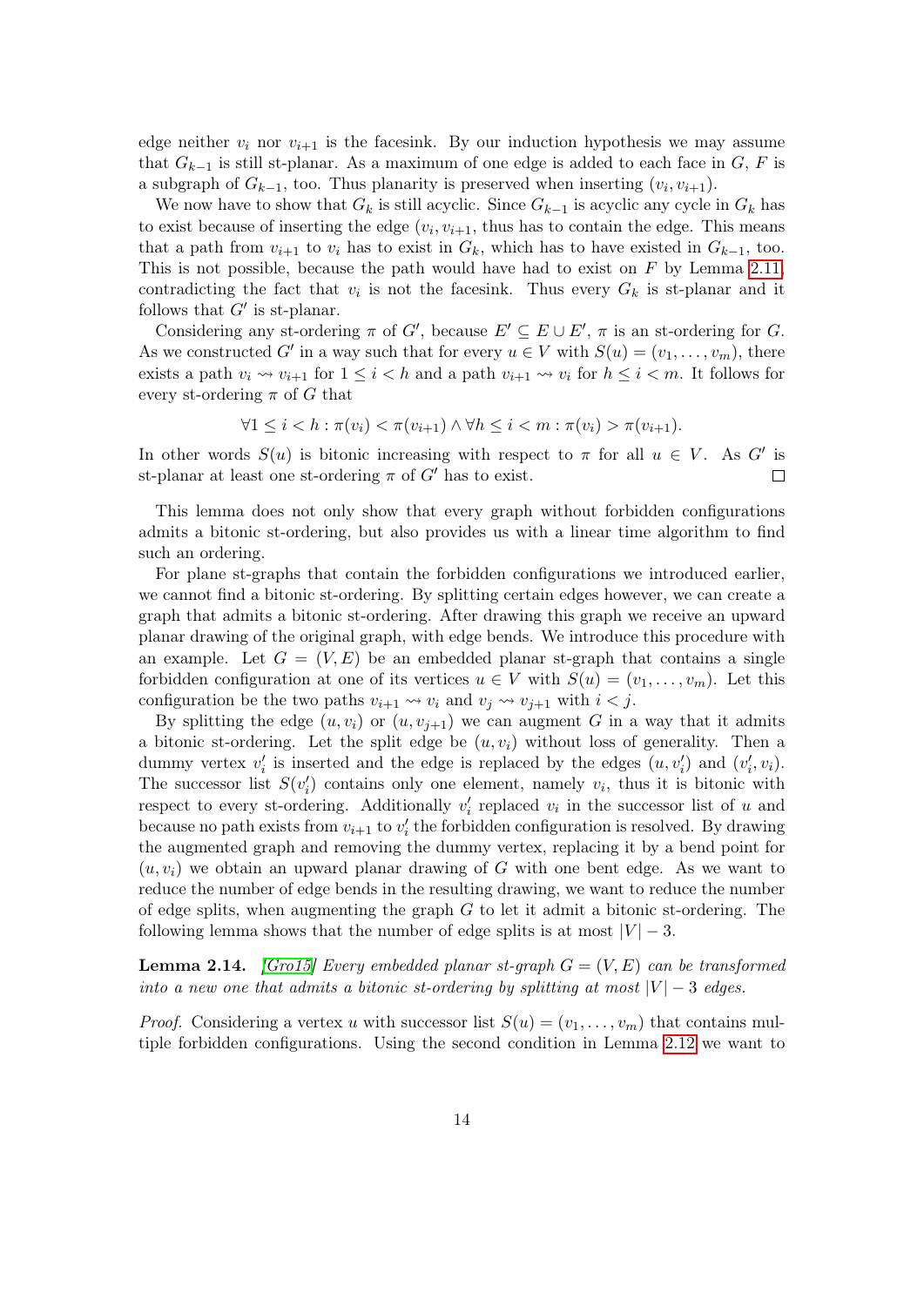edge neither $v_i$ nor $v_{i+1}$ is the facesink. By our induction hypothesis we may assume that $G_{k-1}$ is still st-planar. As a maximum of one edge is added to each face in $G$, $F$ is a subgraph of $G_{k-1}$, too. Thus planarity is preserved when inserting $(v_i, v_{i+1})$.

We now have to show that $G_k$ is still acyclic. Since $G_{k-1}$ is acyclic any cycle in $G_k$ has to exist because of inserting the edge $(v_i, v_{i+1}$, thus has to contain the edge. This means that a path from $v_{i+1}$ to $v_i$ has to exist in $G_k$, which has to have existed in $G_{k-1}$, too. This is not possible, because the path would have had to exist on $F$ by Lemma 2.11, contradicting the fact that $v_i$ is not the facesink. Thus every $G_k$ is st-planar and it follows that $G'$ is st-planar.

Considering any st-ordering $\pi$ of $G'$, because $E' \subseteq E \cup E'$, $\pi$ is an st-ordering for $G$. As we constructed $G'$ in a way such that for every $u \in V$ with $S(u) = (v_1, \ldots, v_m)$, there exists a path $v_i \rightsquigarrow v_{i+1}$ for $1 \leq i < h$ and a path $v_{i+1} \rightsquigarrow v_i$ for $h \leq i < m$. It follows for every st-ordering $\pi$ of $G$ that

$$\forall 1 \leq i < h : \pi(v_i) < \pi(v_{i+1}) \land \forall h \leq i < m : \pi(v_i) > \pi(v_{i+1}).$$

In other words $S(u)$ is bitonic increasing with respect to $\pi$ for all $u \in V$. As $G'$ is st-planar at least one st-ordering $\pi$ of $G'$ has to exist. □

This lemma does not only show that every graph without forbidden configurations admits a bitonic st-ordering, but also provides us with a linear time algorithm to find such an ordering.

For plane st-graphs that contain the forbidden configurations we introduced earlier, we cannot find a bitonic st-ordering. By splitting certain edges however, we can create a graph that admits a bitonic st-ordering. After drawing this graph we receive an upward planar drawing of the original graph, with edge bends. We introduce this procedure with an example. Let $G = (V, E)$ be an embedded planar st-graph that contains a single forbidden configuration at one of its vertices $u \in V$ with $S(u) = (v_1, \ldots, v_m)$. Let this configuration be the two paths $v_{i+1} \rightsquigarrow v_i$ and $v_j \rightsquigarrow v_{j+1}$ with $i < j$.

By splitting the edge $(u, v_i)$ or $(u, v_{j+1})$ we can augment $G$ in a way that it admits a bitonic st-ordering. Let the split edge be $(u, v_i)$ without loss of generality. Then a dummy vertex $v'_i$ is inserted and the edge is replaced by the edges $(u, v'_i)$ and $(v'_i, v_i)$. The successor list $S(v'_i)$ contains only one element, namely $v_i$, thus it is bitonic with respect to every st-ordering. Additionally $v'_i$ replaced $v_i$ in the successor list of $u$ and because no path exists from $v_{i+1}$ to $v'_i$ the forbidden configuration is resolved. By drawing the augmented graph and removing the dummy vertex, replacing it by a bend point for $(u, v_i)$ we obtain an upward planar drawing of $G$ with one bent edge. As we want to reduce the number of edge bends in the resulting drawing, we want to reduce the number of edge splits, when augmenting the graph $G$ to let it admit a bitonic st-ordering. The following lemma shows that the number of edge splits is at most $|V| - 3$.

**Lemma 2.14.** *[Gro15] Every embedded planar st-graph $G = (V, E)$ can be transformed into a new one that admits a bitonic st-ordering by splitting at most $|V| - 3$ edges.*

*Proof.* Considering a vertex $u$ with successor list $S(u) = (v_1, \ldots, v_m)$ that contains multiple forbidden configurations. Using the second condition in Lemma 2.12 we want to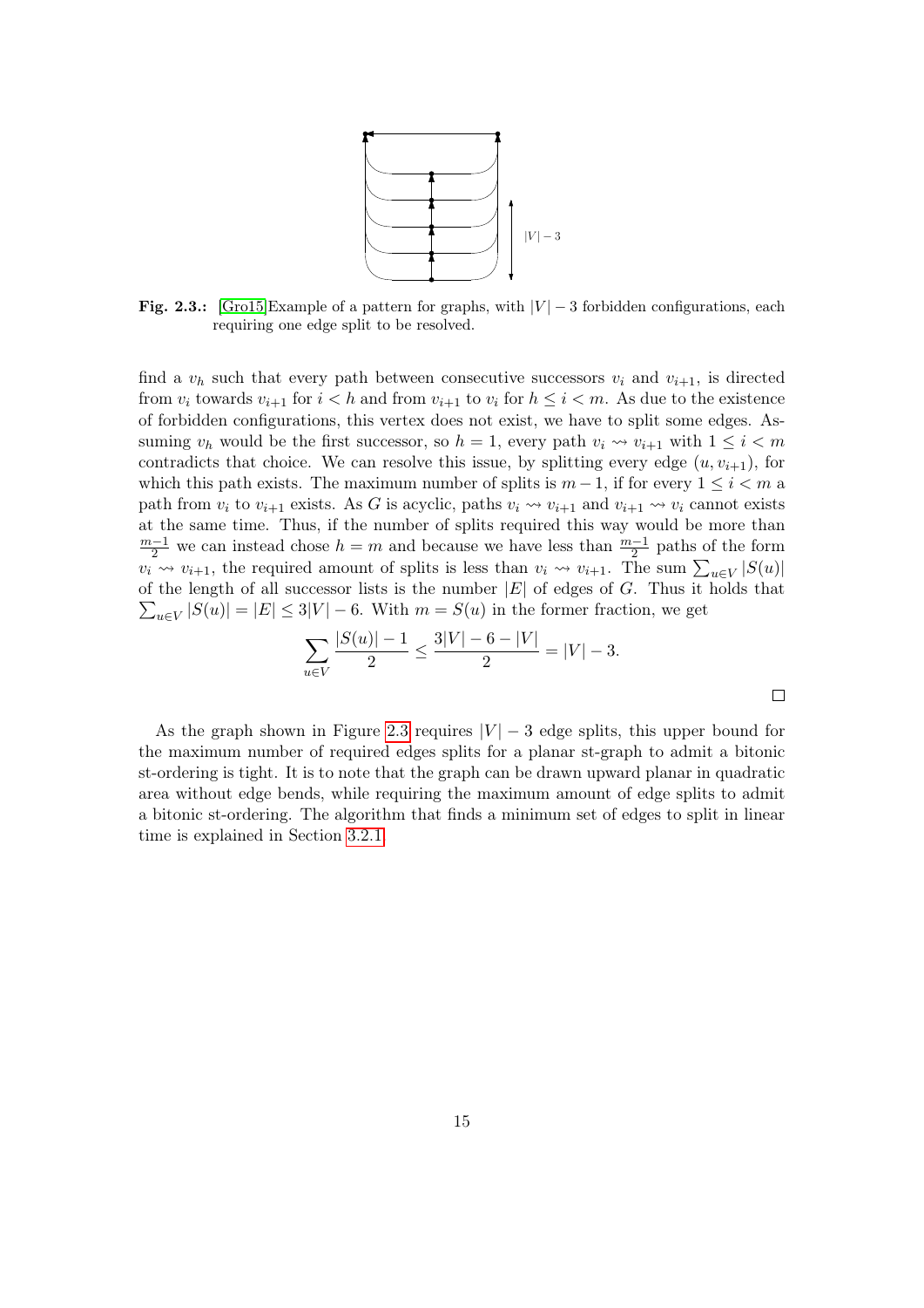**Fig. 2.3.:** [Gro15]Example of a pattern for graphs, with $|V| - 3$ forbidden configurations, each requiring one edge split to be resolved.

find a $v_h$ such that every path between consecutive successors $v_i$ and $v_{i+1}$, is directed from $v_i$ towards $v_{i+1}$ for $i < h$ and from $v_{i+1}$ to $v_i$ for $h \leq i < m$. As due to the existence of forbidden configurations, this vertex does not exist, we have to split some edges. Assuming $v_h$ would be the first successor, so $h = 1$, every path $v_i \rightsquigarrow v_{i+1}$ with $1 \leq i < m$ contradicts that choice. We can resolve this issue, by splitting every edge $(u, v_{i+1})$, for which this path exists. The maximum number of splits is $m - 1$, if for every $1 \leq i < m$ a path from $v_i$ to $v_{i+1}$ exists. As $G$ is acyclic, paths $v_i \rightsquigarrow v_{i+1}$ and $v_{i+1} \rightsquigarrow v_i$ cannot exists at the same time. Thus, if the number of splits required this way would be more than $\frac{m-1}{2}$ we can instead chose $h = m$ and because we have less than $\frac{m-1}{2}$ paths of the form $v_i \rightsquigarrow v_{i+1}$, the required amount of splits is less than $v_i \rightsquigarrow v_{i+1}$. The sum $\sum_{u \in V} |S(u)|$ of the length of all successor lists is the number $|E|$ of edges of $G$. Thus it holds that $\sum_{u \in V} |S(u)| = |E| \leq 3|V| - 6$. With $m = S(u)$ in the former fraction, we get

$$\sum_{u \in V} \frac{|S(u)| - 1}{2} \leq \frac{3|V| - 6 - |V|}{2} = |V| - 3.$$

□

As the graph shown in Figure 2.3 requires $|V| - 3$ edge splits, this upper bound for the maximum number of required edges splits for a planar st-graph to admit a bitonic st-ordering is tight. It is to note that the graph can be drawn upward planar in quadratic area without edge bends, while requiring the maximum amount of edge splits to admit a bitonic st-ordering. The algorithm that finds a minimum set of edges to split in linear time is explained in Section 3.2.1.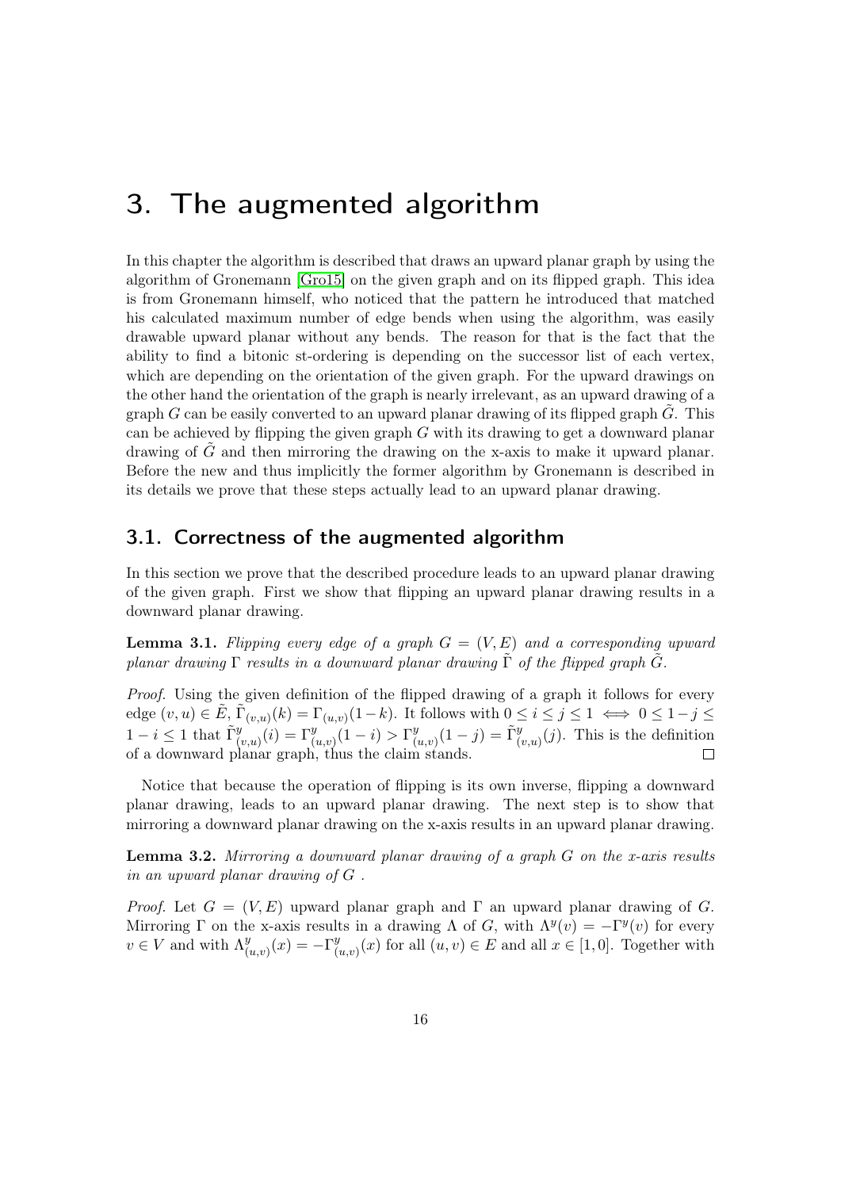# 3. The augmented algorithm

In this chapter the algorithm is described that draws an upward planar graph by using the algorithm of Gronemann [Gro15] on the given graph and on its flipped graph. This idea is from Gronemann himself, who noticed that the pattern he introduced that matched his calculated maximum number of edge bends when using the algorithm, was easily drawable upward planar without any bends. The reason for that is the fact that the ability to find a bitonic st-ordering is depending on the successor list of each vertex, which are depending on the orientation of the given graph. For the upward drawings on the other hand the orientation of the graph is nearly irrelevant, as an upward drawing of a graph $G$ can be easily converted to an upward planar drawing of its flipped graph $\tilde{G}$. This can be achieved by flipping the given graph $G$ with its drawing to get a downward planar drawing of $\tilde{G}$ and then mirroring the drawing on the x-axis to make it upward planar. Before the new and thus implicitly the former algorithm by Gronemann is described in its details we prove that these steps actually lead to an upward planar drawing.

## 3.1. Correctness of the augmented algorithm

In this section we prove that the described procedure leads to an upward planar drawing of the given graph. First we show that flipping an upward planar drawing results in a downward planar drawing.

**Lemma 3.1.** *Flipping every edge of a graph $G = (V, E)$ and a corresponding upward planar drawing $\Gamma$ results in a downward planar drawing $\tilde{\Gamma}$ of the flipped graph $\tilde{G}$.*

*Proof.* Using the given definition of the flipped drawing of a graph it follows for every edge $(v, u) \in \tilde{E}$, $\tilde{\Gamma}_{(v,u)}(k) = \Gamma_{(u,v)}(1-k)$. It follows with $0 \leq i \leq j \leq 1 \iff 0 \leq 1-j \leq 1-i \leq 1$ that $\tilde{\Gamma}^y_{(v,u)}(i) = \Gamma^y_{(u,v)}(1-i) > \Gamma^y_{(u,v)}(1-j) = \tilde{\Gamma}^y_{(v,u)}(j)$. This is the definition of a downward planar graph, thus the claim stands. $\square$

Notice that because the operation of flipping is its own inverse, flipping a downward planar drawing, leads to an upward planar drawing. The next step is to show that mirroring a downward planar drawing on the x-axis results in an upward planar drawing.

**Lemma 3.2.** *Mirroring a downward planar drawing of a graph $G$ on the x-axis results in an upward planar drawing of $G$ .*

*Proof.* Let $G = (V, E)$ upward planar graph and $\Gamma$ an upward planar drawing of $G$. Mirroring $\Gamma$ on the x-axis results in a drawing $\Lambda$ of $G$, with $\Lambda^y(v) = -\Gamma^y(v)$ for every $v \in V$ and with $\Lambda^y_{(u,v)}(x) = -\Gamma^y_{(u,v)}(x)$ for all $(u, v) \in E$ and all $x \in [1, 0]$. Together with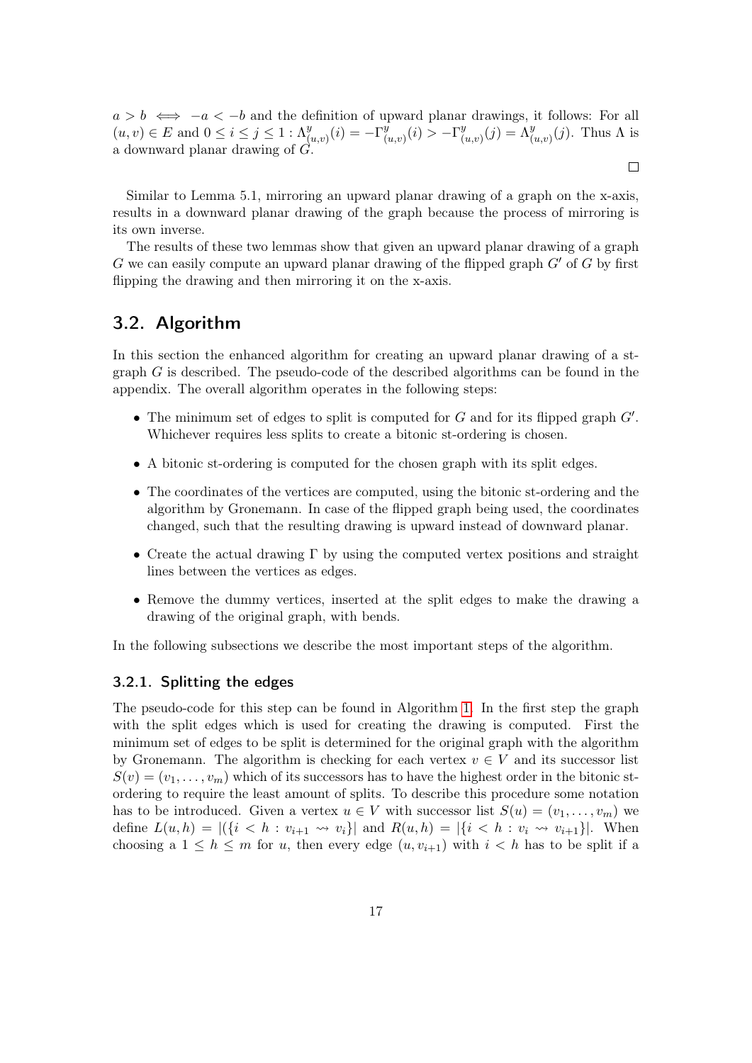$a > b \iff -a < -b$ and the definition of upward planar drawings, it follows: For all $(u,v) \in E$ and $0 \leq i \leq j \leq 1 : \Lambda^y_{(u,v)}(i) = -\Gamma^y_{(u,v)}(i) > -\Gamma^y_{(u,v)}(j) = \Lambda^y_{(u,v)}(j)$. Thus $\Lambda$ is a downward planar drawing of $G$.

□

Similar to Lemma 5.1, mirroring an upward planar drawing of a graph on the x-axis, results in a downward planar drawing of the graph because the process of mirroring is its own inverse.

The results of these two lemmas show that given an upward planar drawing of a graph $G$ we can easily compute an upward planar drawing of the flipped graph $G'$ of $G$ by first flipping the drawing and then mirroring it on the x-axis.

## 3.2. Algorithm

In this section the enhanced algorithm for creating an upward planar drawing of a st-graph $G$ is described. The pseudo-code of the described algorithms can be found in the appendix. The overall algorithm operates in the following steps:

- The minimum set of edges to split is computed for $G$ and for its flipped graph $G'$. Whichever requires less splits to create a bitonic st-ordering is chosen.
- A bitonic st-ordering is computed for the chosen graph with its split edges.
- The coordinates of the vertices are computed, using the bitonic st-ordering and the algorithm by Gronemann. In case of the flipped graph being used, the coordinates changed, such that the resulting drawing is upward instead of downward planar.
- Create the actual drawing $\Gamma$ by using the computed vertex positions and straight lines between the vertices as edges.
- Remove the dummy vertices, inserted at the split edges to make the drawing a drawing of the original graph, with bends.

In the following subsections we describe the most important steps of the algorithm.

### 3.2.1. Splitting the edges

The pseudo-code for this step can be found in Algorithm 1. In the first step the graph with the split edges which is used for creating the drawing is computed. First the minimum set of edges to be split is determined for the original graph with the algorithm by Gronemann. The algorithm is checking for each vertex $v \in V$ and its successor list $S(v) = (v_1, \ldots, v_m)$ which of its successors has to have the highest order in the bitonic st-ordering to require the least amount of splits. To describe this procedure some notation has to be introduced. Given a vertex $u \in V$ with successor list $S(u) = (v_1, \ldots, v_m)$ we define $L(u,h) = |(\{i < h : v_{i+1} \rightsquigarrow v_i\}|$ and $R(u,h) = |\{i < h : v_i \rightsquigarrow v_{i+1}\}|$. When choosing a $1 \leq h \leq m$ for $u$, then every edge $(u, v_{i+1})$ with $i < h$ has to be split if a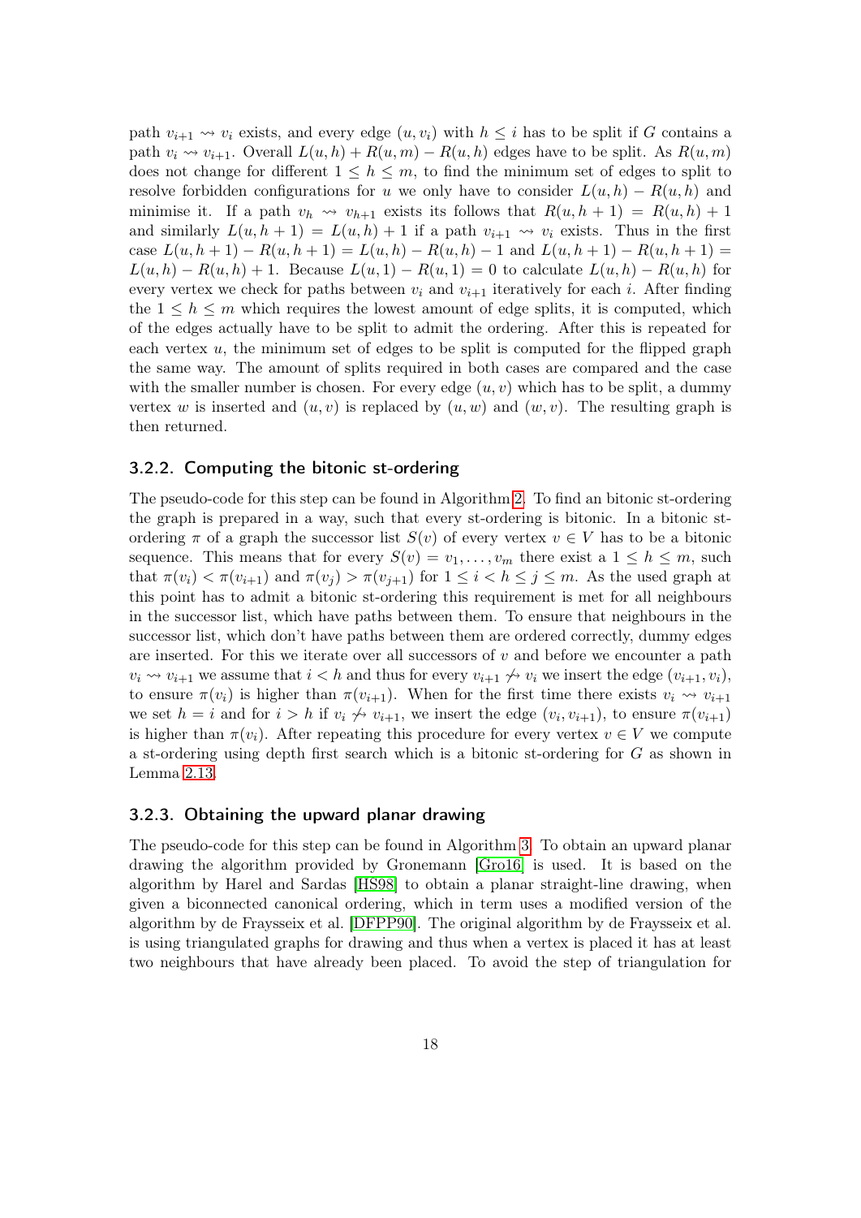path $v_{i+1} \rightsquigarrow v_i$ exists, and every edge $(u, v_i)$ with $h \leq i$ has to be split if $G$ contains a path $v_i \rightsquigarrow v_{i+1}$. Overall $L(u,h) + R(u,m) - R(u,h)$ edges have to be split. As $R(u,m)$ does not change for different $1 \leq h \leq m$, to find the minimum set of edges to split to resolve forbidden configurations for $u$ we only have to consider $L(u,h) - R(u,h)$ and minimise it. If a path $v_h \rightsquigarrow v_{h+1}$ exists its follows that $R(u,h+1) = R(u,h)+1$ and similarly $L(u,h+1) = L(u,h)+1$ if a path $v_{i+1} \rightsquigarrow v_i$ exists. Thus in the first case $L(u,h+1) - R(u,h+1) = L(u,h) - R(u,h) - 1$ and $L(u,h+1) - R(u,h+1) = L(u,h) - R(u,h) + 1$. Because $L(u,1) - R(u,1) = 0$ to calculate $L(u,h) - R(u,h)$ for every vertex we check for paths between $v_i$ and $v_{i+1}$ iteratively for each $i$. After finding the $1 \leq h \leq m$ which requires the lowest amount of edge splits, it is computed, which of the edges actually have to be split to admit the ordering. After this is repeated for each vertex $u$, the minimum set of edges to be split is computed for the flipped graph the same way. The amount of splits required in both cases are compared and the case with the smaller number is chosen. For every edge $(u,v)$ which has to be split, a dummy vertex $w$ is inserted and $(u,v)$ is replaced by $(u,w)$ and $(w,v)$. The resulting graph is then returned.

### 3.2.2. Computing the bitonic st-ordering

The pseudo-code for this step can be found in Algorithm 2. To find an bitonic st-ordering the graph is prepared in a way, such that every st-ordering is bitonic. In a bitonic st-ordering $\pi$ of a graph the successor list $S(v)$ of every vertex $v \in V$ has to be a bitonic sequence. This means that for every $S(v) = v_1, \ldots, v_m$ there exist a $1 \leq h \leq m$, such that $\pi(v_i) < \pi(v_{i+1})$ and $\pi(v_j) > \pi(v_{j+1})$ for $1 \leq i < h \leq j \leq m$. As the used graph at this point has to admit a bitonic st-ordering this requirement is met for all neighbours in the successor list, which have paths between them. To ensure that neighbours in the successor list, which don't have paths between them are ordered correctly, dummy edges are inserted. For this we iterate over all successors of $v$ and before we encounter a path $v_i \rightsquigarrow v_{i+1}$ we assume that $i < h$ and thus for every $v_{i+1} \not\rightsquigarrow v_i$ we insert the edge $(v_{i+1}, v_i)$, to ensure $\pi(v_i)$ is higher than $\pi(v_{i+1})$. When for the first time there exists $v_i \rightsquigarrow v_{i+1}$ we set $h = i$ and for $i > h$ if $v_i \not\rightsquigarrow v_{i+1}$, we insert the edge $(v_i, v_{i+1})$, to ensure $\pi(v_{i+1})$ is higher than $\pi(v_i)$. After repeating this procedure for every vertex $v \in V$ we compute a st-ordering using depth first search which is a bitonic st-ordering for $G$ as shown in Lemma 2.13.

### 3.2.3. Obtaining the upward planar drawing

The pseudo-code for this step can be found in Algorithm 3. To obtain an upward planar drawing the algorithm provided by Gronemann [Gro16] is used. It is based on the algorithm by Harel and Sardas [HS98] to obtain a planar straight-line drawing, when given a biconnected canonical ordering, which in term uses a modified version of the algorithm by de Fraysseix et al. [DFPP90]. The original algorithm by de Fraysseix et al. is using triangulated graphs for drawing and thus when a vertex is placed it has at least two neighbours that have already been placed. To avoid the step of triangulation for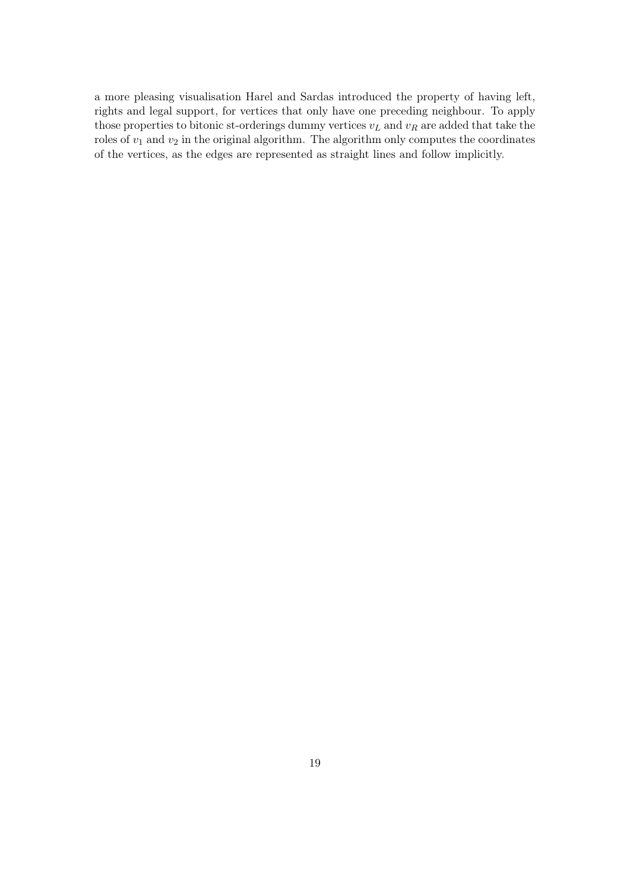a more pleasing visualisation Harel and Sardas introduced the property of having left, rights and legal support, for vertices that only have one preceding neighbour. To apply those properties to bitonic st-orderings dummy vertices $v_L$ and $v_R$ are added that take the roles of $v_1$ and $v_2$ in the original algorithm. The algorithm only computes the coordinates of the vertices, as the edges are represented as straight lines and follow implicitly.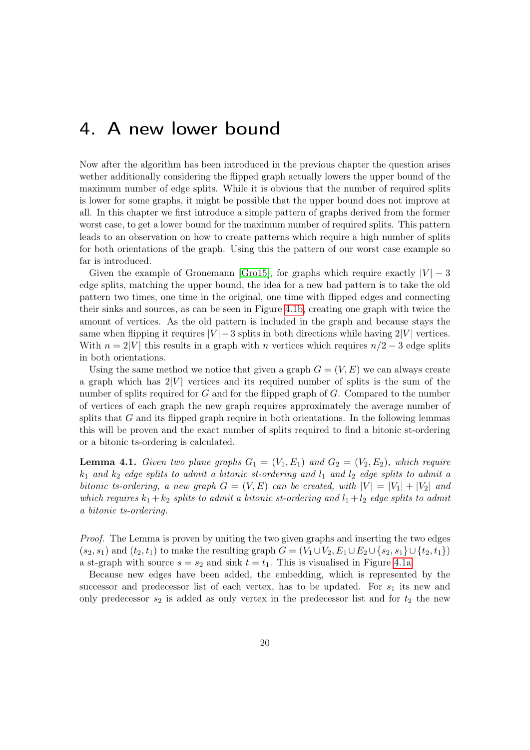# 4. A new lower bound

Now after the algorithm has been introduced in the previous chapter the question arises wether additionally considering the flipped graph actually lowers the upper bound of the maximum number of edge splits. While it is obvious that the number of required splits is lower for some graphs, it might be possible that the upper bound does not improve at all. In this chapter we first introduce a simple pattern of graphs derived from the former worst case, to get a lower bound for the maximum number of required splits. This pattern leads to an observation on how to create patterns which require a high number of splits for both orientations of the graph. Using this the pattern of our worst case example so far is introduced.

Given the example of Gronemann [Gro15], for graphs which require exactly $|V| - 3$ edge splits, matching the upper bound, the idea for a new bad pattern is to take the old pattern two times, one time in the original, one time with flipped edges and connecting their sinks and sources, as can be seen in Figure 4.1b, creating one graph with twice the amount of vertices. As the old pattern is included in the graph and because stays the same when flipping it requires $|V| - 3$ splits in both directions while having $2|V|$ vertices. With $n = 2|V|$ this results in a graph with $n$ vertices which requires $n/2 - 3$ edge splits in both orientations.

Using the same method we notice that given a graph $G = (V, E)$ we can always create a graph which has $2|V|$ vertices and its required number of splits is the sum of the number of splits required for $G$ and for the flipped graph of $G$. Compared to the number of vertices of each graph the new graph requires approximately the average number of splits that $G$ and its flipped graph require in both orientations. In the following lemmas this will be proven and the exact number of splits required to find a bitonic st-ordering or a bitonic ts-ordering is calculated.

**Lemma 4.1.** *Given two plane graphs $G_1 = (V_1, E_1)$ and $G_2 = (V_2, E_2)$, which require $k_1$ and $k_2$ edge splits to admit a bitonic st-ordering and $l_1$ and $l_2$ edge splits to admit a bitonic ts-ordering, a new graph $G = (V, E)$ can be created, with $|V| = |V_1| + |V_2|$ and which requires $k_1 + k_2$ splits to admit a bitonic st-ordering and $l_1 + l_2$ edge splits to admit a bitonic ts-ordering.*

*Proof.* The Lemma is proven by uniting the two given graphs and inserting the two edges $(s_2, s_1)$ and $(t_2, t_1)$ to make the resulting graph $G = (V_1 \cup V_2, E_1 \cup E_2 \cup \{s_2, s_1\} \cup \{t_2, t_1\})$ a st-graph with source $s = s_2$ and sink $t = t_1$. This is visualised in Figure 4.1a.

Because new edges have been added, the embedding, which is represented by the successor and predecessor list of each vertex, has to be updated. For $s_1$ its new and only predecessor $s_2$ is added as only vertex in the predecessor list and for $t_2$ the new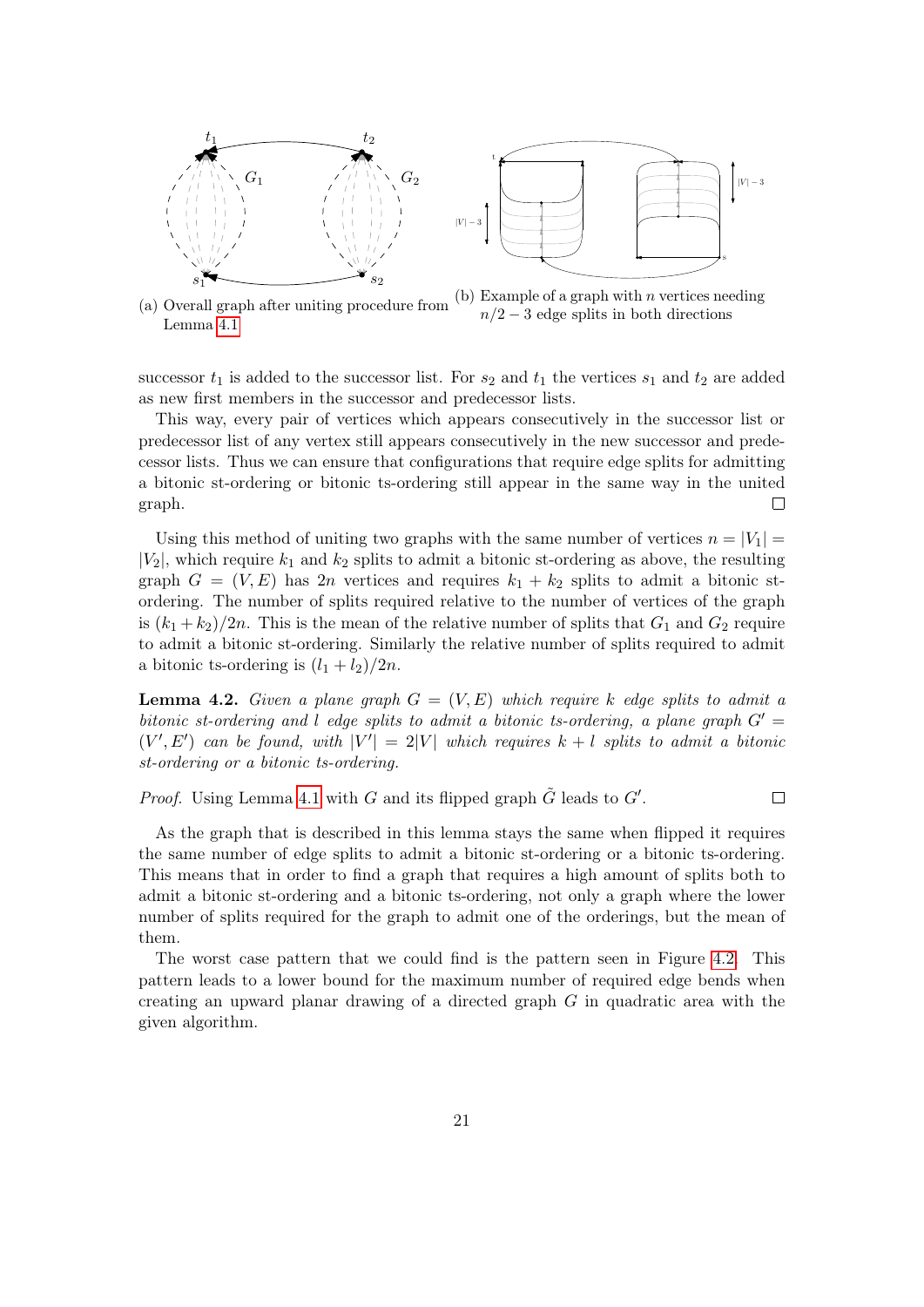(a) Overall graph after uniting procedure from Lemma 4.1

(b) Example of a graph with $n$ vertices needing $n/2 - 3$ edge splits in both directions

successor $t_1$ is added to the successor list. For $s_2$ and $t_1$ the vertices $s_1$ and $t_2$ are added as new first members in the successor and predecessor lists.

This way, every pair of vertices which appears consecutively in the successor list or predecessor list of any vertex still appears consecutively in the new successor and predecessor lists. Thus we can ensure that configurations that require edge splits for admitting a bitonic st-ordering or bitonic ts-ordering still appear in the same way in the united graph. $\square$

Using this method of uniting two graphs with the same number of vertices $n = |V_1| = |V_2|$, which require $k_1$ and $k_2$ splits to admit a bitonic st-ordering as above, the resulting graph $G = (V, E)$ has $2n$ vertices and requires $k_1 + k_2$ splits to admit a bitonic st-ordering. The number of splits required relative to the number of vertices of the graph is $(k_1 + k_2)/2n$. This is the mean of the relative number of splits that $G_1$ and $G_2$ require to admit a bitonic st-ordering. Similarly the relative number of splits required to admit a bitonic ts-ordering is $(l_1 + l_2)/2n$.

**Lemma 4.2.** *Given a plane graph $G = (V, E)$ which require $k$ edge splits to admit a bitonic st-ordering and $l$ edge splits to admit a bitonic ts-ordering, a plane graph $G' = (V', E')$ can be found, with $|V'| = 2|V|$ which requires $k + l$ splits to admit a bitonic st-ordering or a bitonic ts-ordering.*

*Proof.* Using Lemma 4.1 with $G$ and its flipped graph $\tilde{G}$ leads to $G'$. $\square$

As the graph that is described in this lemma stays the same when flipped it requires the same number of edge splits to admit a bitonic st-ordering or a bitonic ts-ordering. This means that in order to find a graph that requires a high amount of splits both to admit a bitonic st-ordering and a bitonic ts-ordering, not only a graph where the lower number of splits required for the graph to admit one of the orderings, but the mean of them.

The worst case pattern that we could find is the pattern seen in Figure 4.2. This pattern leads to a lower bound for the maximum number of required edge bends when creating an upward planar drawing of a directed graph $G$ in quadratic area with the given algorithm.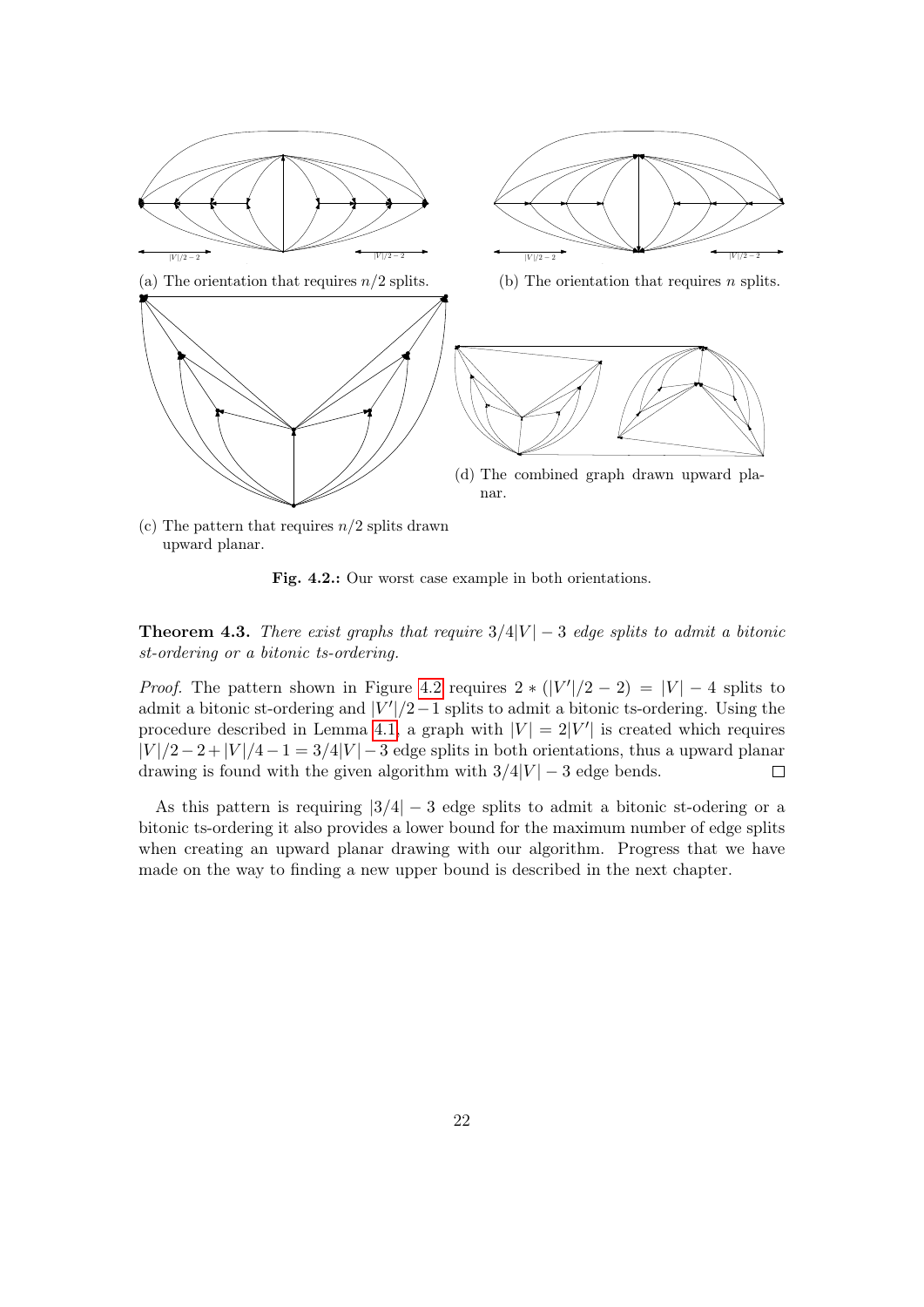(a) The orientation that requires $n/2$ splits.

(b) The orientation that requires $n$ splits.

(c) The pattern that requires $n/2$ splits drawn upward planar.

(d) The combined graph drawn upward planar.

**Fig. 4.2.:** Our worst case example in both orientations.

**Theorem 4.3.** *There exist graphs that require $3/4|V| - 3$ edge splits to admit a bitonic st-ordering or a bitonic ts-ordering.*

*Proof.* The pattern shown in Figure 4.2 requires $2 * (|V'|/2 - 2) = |V| - 4$ splits to admit a bitonic st-ordering and $|V'|/2 - 1$ splits to admit a bitonic ts-ordering. Using the procedure described in Lemma 4.1, a graph with $|V| = 2|V'|$ is created which requires $|V|/2 - 2 + |V|/4 - 1 = 3/4|V| - 3$ edge splits in both orientations, thus a upward planar drawing is found with the given algorithm with $3/4|V| - 3$ edge bends. □

As this pattern is requiring $|3/4| - 3$ edge splits to admit a bitonic st-odering or a bitonic ts-ordering it also provides a lower bound for the maximum number of edge splits when creating an upward planar drawing with our algorithm. Progress that we have made on the way to finding a new upper bound is described in the next chapter.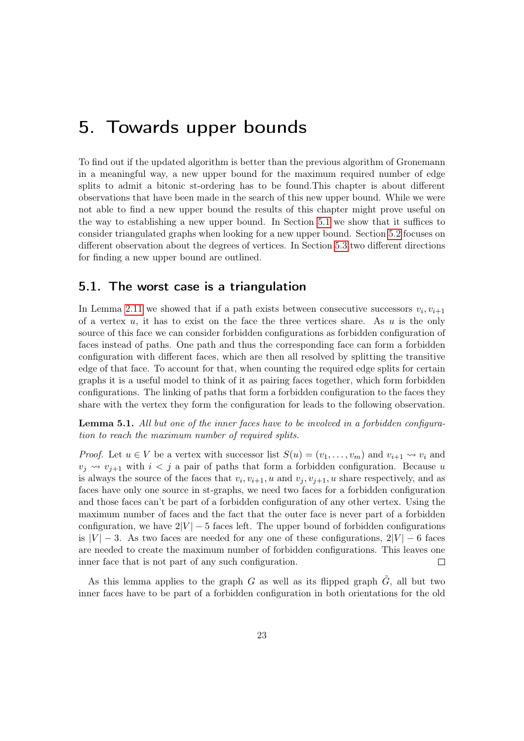# 5. Towards upper bounds

To find out if the updated algorithm is better than the previous algorithm of Gronemann in a meaningful way, a new upper bound for the maximum required number of edge splits to admit a bitonic st-ordering has to be found.This chapter is about different observations that have been made in the search of this new upper bound. While we were not able to find a new upper bound the results of this chapter might prove useful on the way to establishing a new upper bound. In Section 5.1 we show that it suffices to consider triangulated graphs when looking for a new upper bound. Section 5.2 focuses on different observation about the degrees of vertices. In Section 5.3 two different directions for finding a new upper bound are outlined.

## 5.1. The worst case is a triangulation

In Lemma 2.11 we showed that if a path exists between consecutive successors $v_i, v_{i+1}$ of a vertex $u$, it has to exist on the face the three vertices share. As $u$ is the only source of this face we can consider forbidden configurations as forbidden configuration of faces instead of paths. One path and thus the corresponding face can form a forbidden configuration with different faces, which are then all resolved by splitting the transitive edge of that face. To account for that, when counting the required edge splits for certain graphs it is a useful model to think of it as pairing faces together, which form forbidden configurations. The linking of paths that form a forbidden configuration to the faces they share with the vertex they form the configuration for leads to the following observation.

**Lemma 5.1.** *All but one of the inner faces have to be involved in a forbidden configuration to reach the maximum number of required splits.*

*Proof.* Let $u \in V$ be a vertex with successor list $S(u) = (v_1, \ldots, v_m)$ and $v_{i+1} \rightsquigarrow v_i$ and $v_j \rightsquigarrow v_{j+1}$ with $i < j$ a pair of paths that form a forbidden configuration. Because $u$ is always the source of the faces that $v_i, v_{i+1}, u$ and $v_j, v_{j+1}, u$ share respectively, and as faces have only one source in st-graphs, we need two faces for a forbidden configuration and those faces can't be part of a forbidden configuration of any other vertex. Using the maximum number of faces and the fact that the outer face is never part of a forbidden configuration, we have $2|V| - 5$ faces left. The upper bound of forbidden configurations is $|V| - 3$. As two faces are needed for any one of these configurations, $2|V| - 6$ faces are needed to create the maximum number of forbidden configurations. This leaves one inner face that is not part of any such configuration. $\square$

As this lemma applies to the graph $G$ as well as its flipped graph $\tilde{G}$, all but two inner faces have to be part of a forbidden configuration in both orientations for the old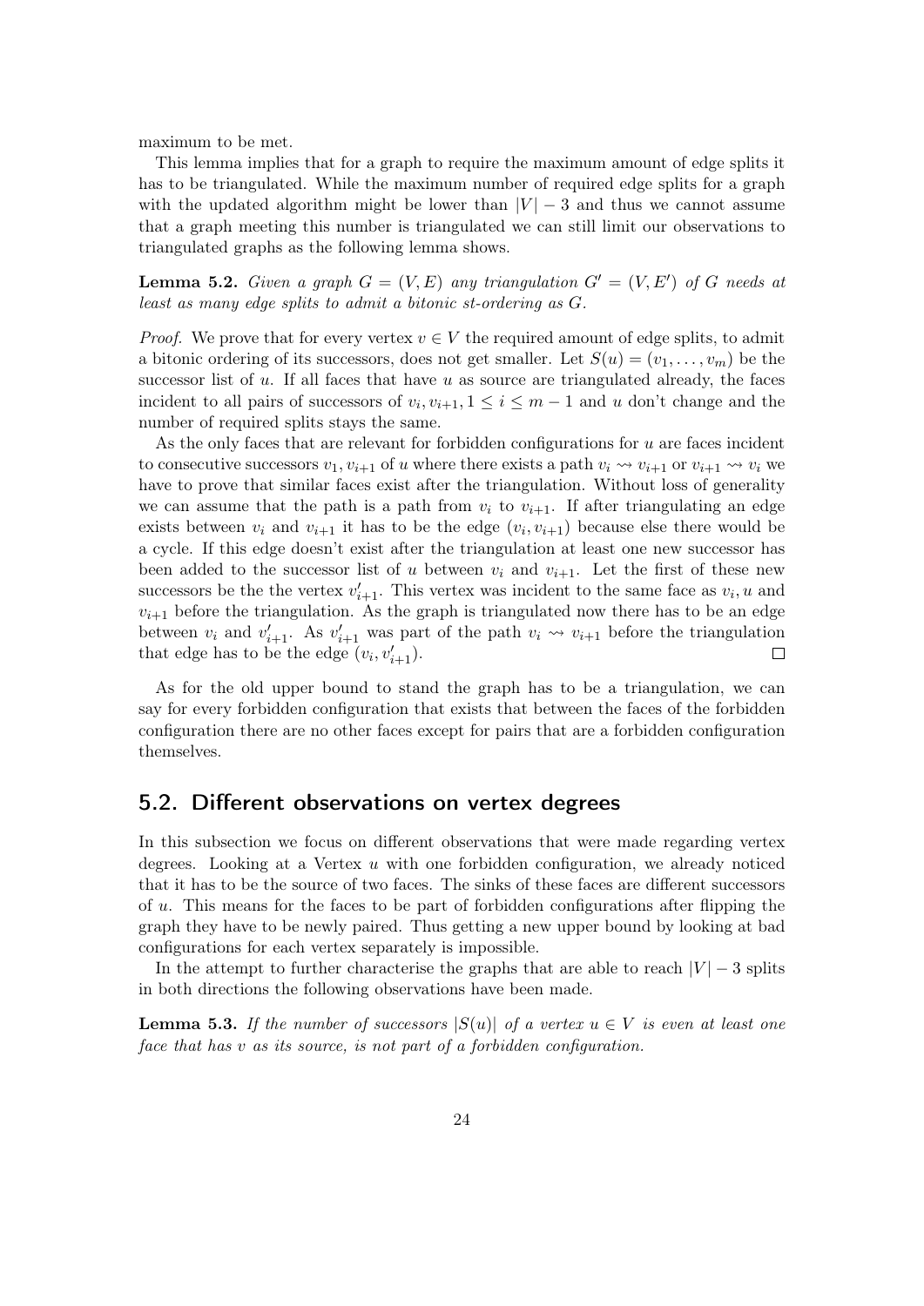maximum to be met.

This lemma implies that for a graph to require the maximum amount of edge splits it has to be triangulated. While the maximum number of required edge splits for a graph with the updated algorithm might be lower than $|V| - 3$ and thus we cannot assume that a graph meeting this number is triangulated we can still limit our observations to triangulated graphs as the following lemma shows.

**Lemma 5.2.** *Given a graph $G = (V, E)$ any triangulation $G' = (V, E')$ of $G$ needs at least as many edge splits to admit a bitonic st-ordering as $G$.*

*Proof.* We prove that for every vertex $v \in V$ the required amount of edge splits, to admit a bitonic ordering of its successors, does not get smaller. Let $S(u) = (v_1, \ldots, v_m)$ be the successor list of $u$. If all faces that have $u$ as source are triangulated already, the faces incident to all pairs of successors of $v_i, v_{i+1}, 1 \leq i \leq m-1$ and $u$ don't change and the number of required splits stays the same.

As the only faces that are relevant for forbidden configurations for $u$ are faces incident to consecutive successors $v_1, v_{i+1}$ of $u$ where there exists a path $v_i \rightsquigarrow v_{i+1}$ or $v_{i+1} \rightsquigarrow v_i$ we have to prove that similar faces exist after the triangulation. Without loss of generality we can assume that the path is a path from $v_i$ to $v_{i+1}$. If after triangulating an edge exists between $v_i$ and $v_{i+1}$ it has to be the edge $(v_i, v_{i+1})$ because else there would be a cycle. If this edge doesn't exist after the triangulation at least one new successor has been added to the successor list of $u$ between $v_i$ and $v_{i+1}$. Let the first of these new successors be the the vertex $v'_{i+1}$. This vertex was incident to the same face as $v_i, u$ and $v_{i+1}$ before the triangulation. As the graph is triangulated now there has to be an edge between $v_i$ and $v'_{i+1}$. As $v'_{i+1}$ was part of the path $v_i \rightsquigarrow v_{i+1}$ before the triangulation that edge has to be the edge $(v_i, v'_{i+1})$. □

As for the old upper bound to stand the graph has to be a triangulation, we can say for every forbidden configuration that exists that between the faces of the forbidden configuration there are no other faces except for pairs that are a forbidden configuration themselves.

## 5.2. Different observations on vertex degrees

In this subsection we focus on different observations that were made regarding vertex degrees. Looking at a Vertex $u$ with one forbidden configuration, we already noticed that it has to be the source of two faces. The sinks of these faces are different successors of $u$. This means for the faces to be part of forbidden configurations after flipping the graph they have to be newly paired. Thus getting a new upper bound by looking at bad configurations for each vertex separately is impossible.

In the attempt to further characterise the graphs that are able to reach $|V| - 3$ splits in both directions the following observations have been made.

**Lemma 5.3.** *If the number of successors $|S(u)|$ of a vertex $u \in V$ is even at least one face that has $v$ as its source, is not part of a forbidden configuration.*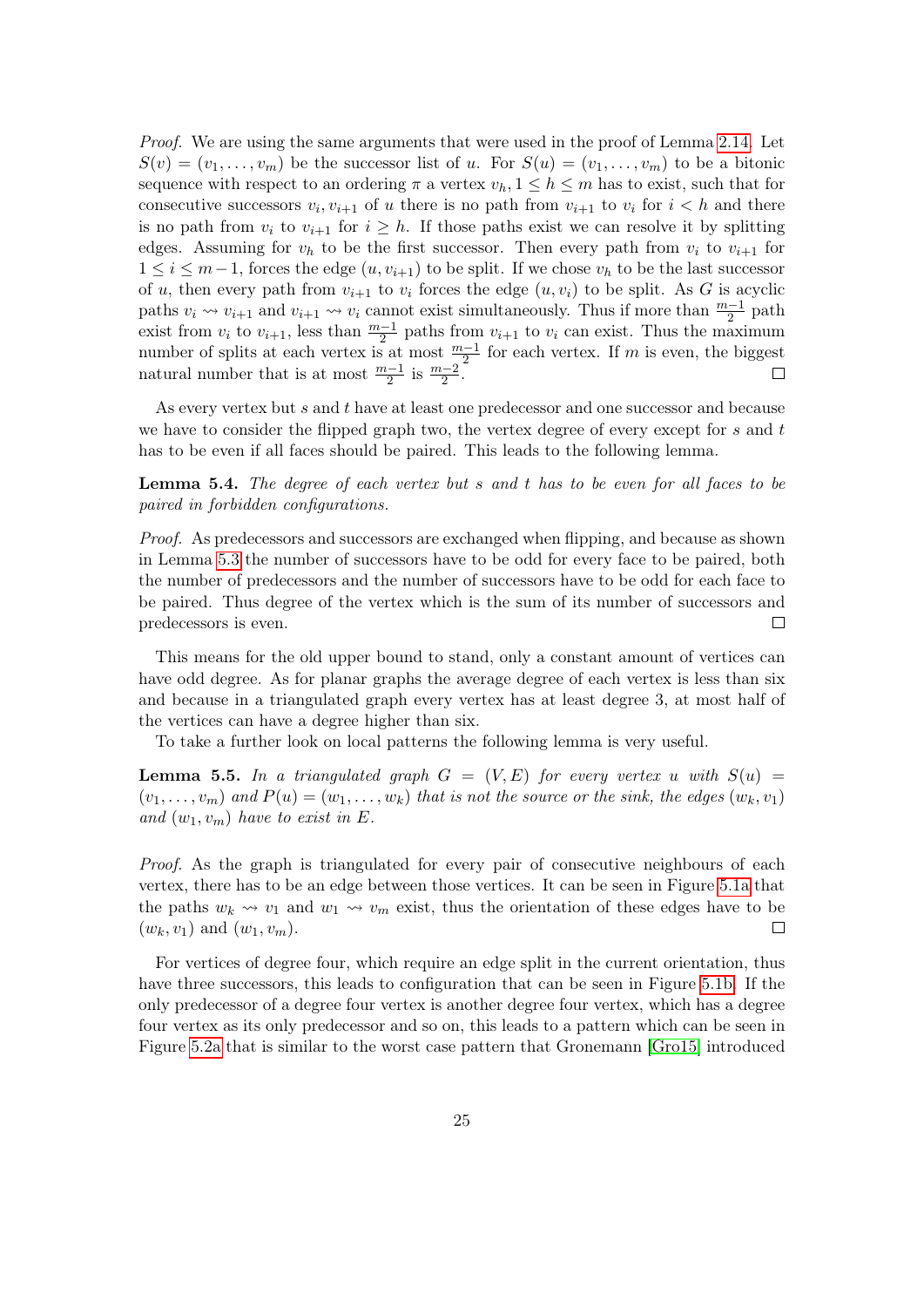*Proof.* We are using the same arguments that were used in the proof of Lemma 2.14. Let $S(v) = (v_1, \dots, v_m)$ be the successor list of $u$. For $S(u) = (v_1, \dots, v_m)$ to be a bitonic sequence with respect to an ordering $\pi$ a vertex $v_h, 1 \leq h \leq m$ has to exist, such that for consecutive successors $v_i, v_{i+1}$ of $u$ there is no path from $v_{i+1}$ to $v_i$ for $i < h$ and there is no path from $v_i$ to $v_{i+1}$ for $i \geq h$. If those paths exist we can resolve it by splitting edges. Assuming for $v_h$ to be the first successor. Then every path from $v_i$ to $v_{i+1}$ for $1 \leq i \leq m-1$, forces the edge $(u, v_{i+1})$ to be split. If we chose $v_h$ to be the last successor of $u$, then every path from $v_{i+1}$ to $v_i$ forces the edge $(u, v_i)$ to be split. As $G$ is acyclic paths $v_i \rightsquigarrow v_{i+1}$ and $v_{i+1} \rightsquigarrow v_i$ cannot exist simultaneously. Thus if more than $\frac{m-1}{2}$ path exist from $v_i$ to $v_{i+1}$, less than $\frac{m-1}{2}$ paths from $v_{i+1}$ to $v_i$ can exist. Thus the maximum number of splits at each vertex is at most $\frac{m-1}{2}$ for each vertex. If $m$ is even, the biggest natural number that is at most $\frac{m-1}{2}$ is $\frac{m-2}{2}$. ☐

As every vertex but $s$ and $t$ have at least one predecessor and one successor and because we have to consider the flipped graph two, the vertex degree of every except for $s$ and $t$ has to be even if all faces should be paired. This leads to the following lemma.

**Lemma 5.4.** *The degree of each vertex but $s$ and $t$ has to be even for all faces to be paired in forbidden configurations.*

*Proof.* As predecessors and successors are exchanged when flipping, and because as shown in Lemma 5.3 the number of successors have to be odd for every face to be paired, both the number of predecessors and the number of successors have to be odd for each face to be paired. Thus degree of the vertex which is the sum of its number of successors and predecessors is even. ☐

This means for the old upper bound to stand, only a constant amount of vertices can have odd degree. As for planar graphs the average degree of each vertex is less than six and because in a triangulated graph every vertex has at least degree 3, at most half of the vertices can have a degree higher than six.

To take a further look on local patterns the following lemma is very useful.

**Lemma 5.5.** *In a triangulated graph $G = (V, E)$ for every vertex $u$ with $S(u) = (v_1, \dots, v_m)$ and $P(u) = (w_1, \dots, w_k)$ that is not the source or the sink, the edges $(w_k, v_1)$ and $(w_1, v_m)$ have to exist in $E$.*

*Proof.* As the graph is triangulated for every pair of consecutive neighbours of each vertex, there has to be an edge between those vertices. It can be seen in Figure 5.1a that the paths $w_k \rightsquigarrow v_1$ and $w_1 \rightsquigarrow v_m$ exist, thus the orientation of these edges have to be $(w_k, v_1)$ and $(w_1, v_m)$. ☐

For vertices of degree four, which require an edge split in the current orientation, thus have three successors, this leads to configuration that can be seen in Figure 5.1b. If the only predecessor of a degree four vertex is another degree four vertex, which has a degree four vertex as its only predecessor and so on, this leads to a pattern which can be seen in Figure 5.2a that is similar to the worst case pattern that Gronemann [Gro15] introduced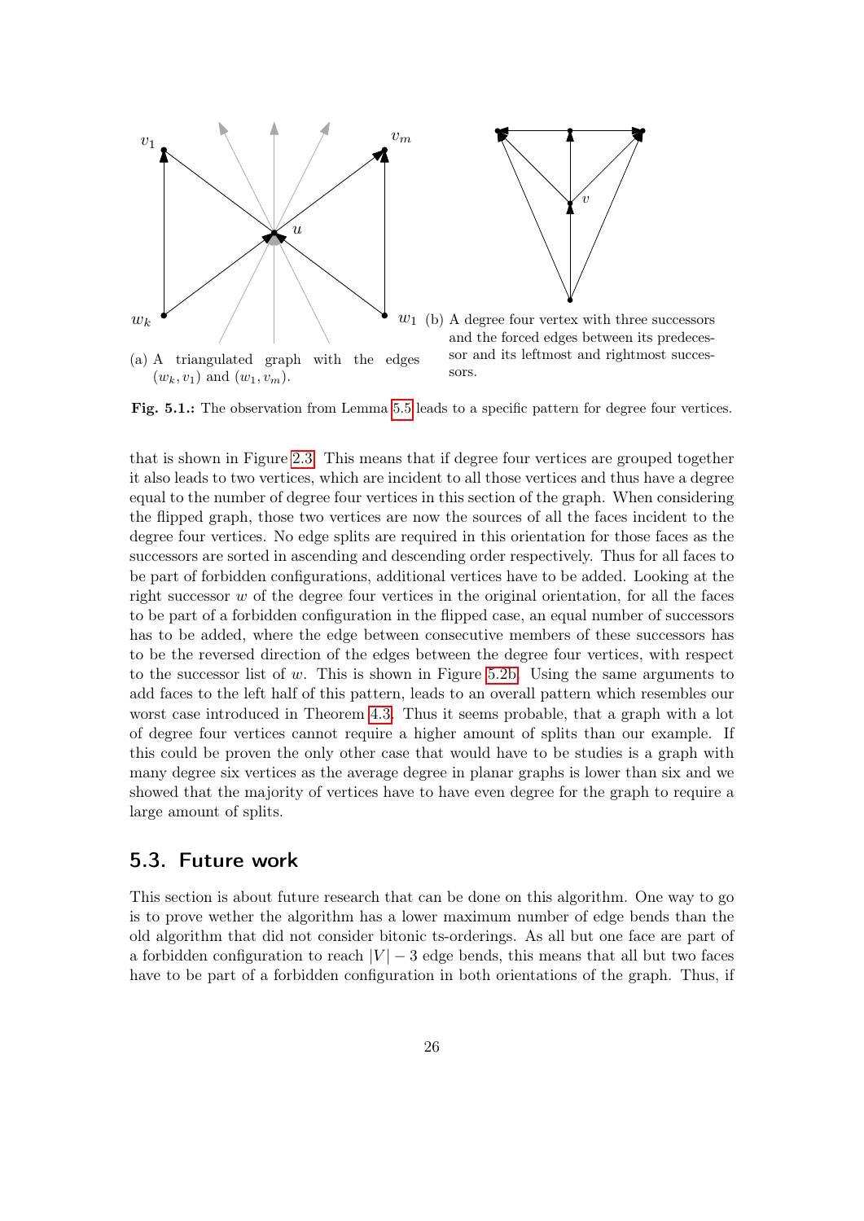(a) A triangulated graph with the edges $(w_k, v_1)$ and $(w_1, v_m)$.

(b) A degree four vertex with three successors and the forced edges between its predecessor and its leftmost and rightmost successors.

**Fig. 5.1.:** The observation from Lemma 5.5 leads to a specific pattern for degree four vertices.

that is shown in Figure 2.3. This means that if degree four vertices are grouped together it also leads to two vertices, which are incident to all those vertices and thus have a degree equal to the number of degree four vertices in this section of the graph. When considering the flipped graph, those two vertices are now the sources of all the faces incident to the degree four vertices. No edge splits are required in this orientation for those faces as the successors are sorted in ascending and descending order respectively. Thus for all faces to be part of forbidden configurations, additional vertices have to be added. Looking at the right successor $w$ of the degree four vertices in the original orientation, for all the faces to be part of a forbidden configuration in the flipped case, an equal number of successors has to be added, where the edge between consecutive members of these successors has to be the reversed direction of the edges between the degree four vertices, with respect to the successor list of $w$. This is shown in Figure 5.2b. Using the same arguments to add faces to the left half of this pattern, leads to an overall pattern which resembles our worst case introduced in Theorem 4.3. Thus it seems probable, that a graph with a lot of degree four vertices cannot require a higher amount of splits than our example. If this could be proven the only other case that would have to be studies is a graph with many degree six vertices as the average degree in planar graphs is lower than six and we showed that the majority of vertices have to have even degree for the graph to require a large amount of splits.

## 5.3. Future work

This section is about future research that can be done on this algorithm. One way to go is to prove wether the algorithm has a lower maximum number of edge bends than the old algorithm that did not consider bitonic ts-orderings. As all but one face are part of a forbidden configuration to reach $|V| - 3$ edge bends, this means that all but two faces have to be part of a forbidden configuration in both orientations of the graph. Thus, if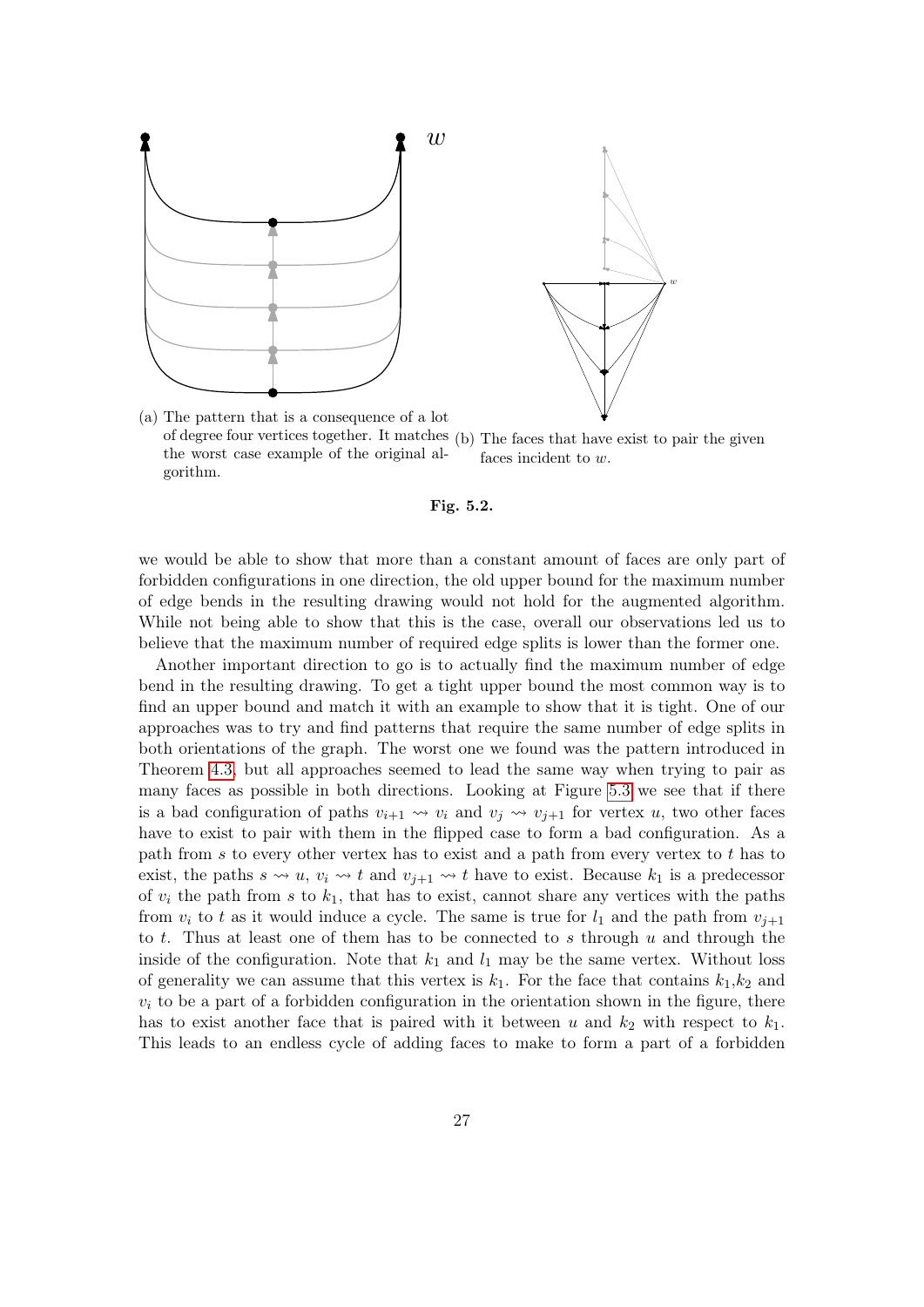(a) The pattern that is a consequence of a lot of degree four vertices together. It matches the worst case example of the original algorithm.

(b) The faces that have exist to pair the given faces incident to $w$.

**Fig. 5.2.**

we would be able to show that more than a constant amount of faces are only part of forbidden configurations in one direction, the old upper bound for the maximum number of edge bends in the resulting drawing would not hold for the augmented algorithm. While not being able to show that this is the case, overall our observations led us to believe that the maximum number of required edge splits is lower than the former one.

Another important direction to go is to actually find the maximum number of edge bend in the resulting drawing. To get a tight upper bound the most common way is to find an upper bound and match it with an example to show that it is tight. One of our approaches was to try and find patterns that require the same number of edge splits in both orientations of the graph. The worst one we found was the pattern introduced in Theorem 4.3, but all approaches seemed to lead the same way when trying to pair as many faces as possible in both directions. Looking at Figure 5.3 we see that if there is a bad configuration of paths $v_{i+1} \rightsquigarrow v_i$ and $v_j \rightsquigarrow v_{j+1}$ for vertex $u$, two other faces have to exist to pair with them in the flipped case to form a bad configuration. As a path from $s$ to every other vertex has to exist and a path from every vertex to $t$ has to exist, the paths $s \rightsquigarrow u$, $v_i \rightsquigarrow t$ and $v_{j+1} \rightsquigarrow t$ have to exist. Because $k_1$ is a predecessor of $v_i$ the path from $s$ to $k_1$, that has to exist, cannot share any vertices with the paths from $v_i$ to $t$ as it would induce a cycle. The same is true for $l_1$ and the path from $v_{j+1}$ to $t$. Thus at least one of them has to be connected to $s$ through $u$ and through the inside of the configuration. Note that $k_1$ and $l_1$ may be the same vertex. Without loss of generality we can assume that this vertex is $k_1$. For the face that contains $k_1$,$k_2$ and $v_i$ to be a part of a forbidden configuration in the orientation shown in the figure, there has to exist another face that is paired with it between $u$ and $k_2$ with respect to $k_1$. This leads to an endless cycle of adding faces to make to form a part of a forbidden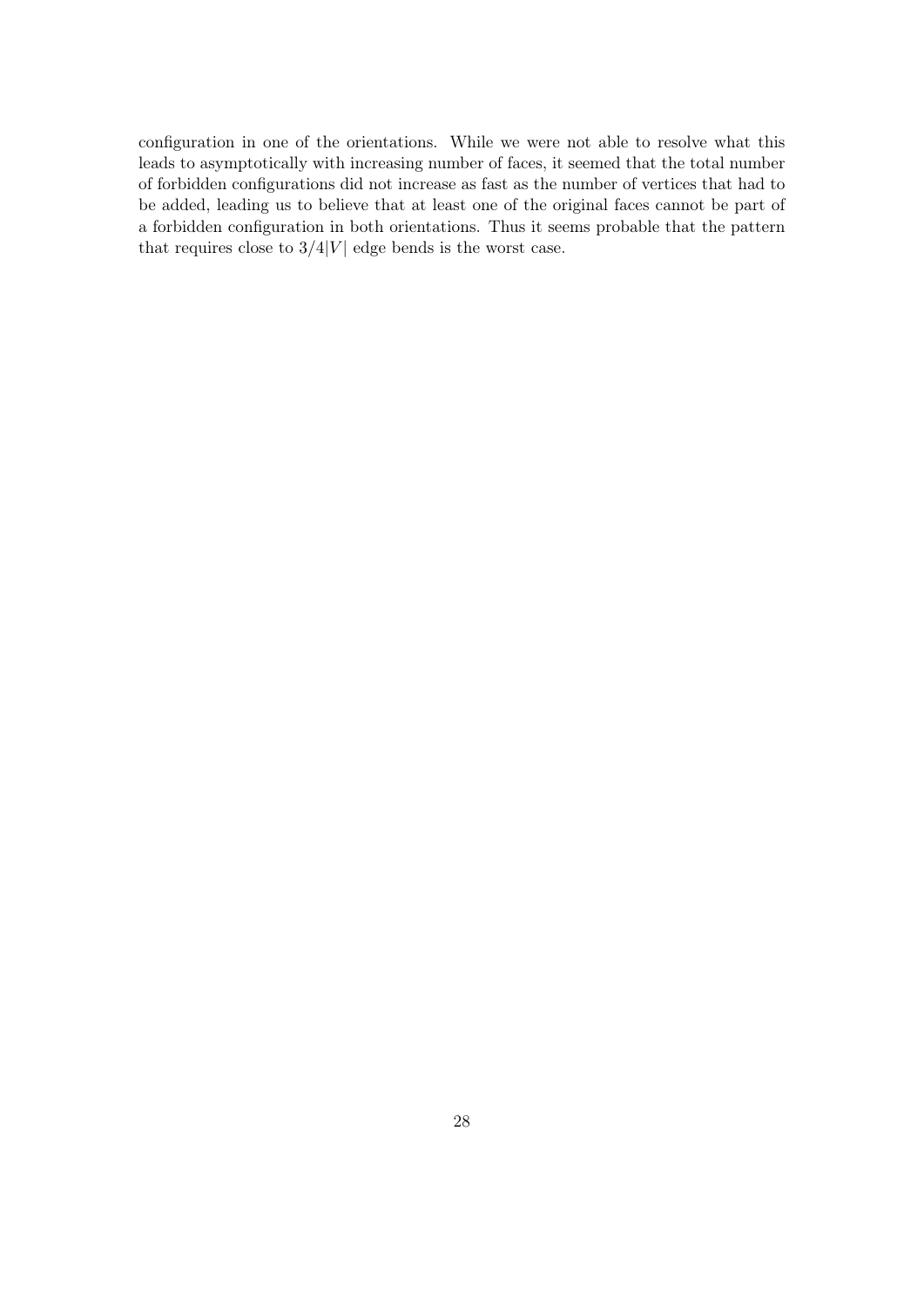configuration in one of the orientations. While we were not able to resolve what this leads to asymptotically with increasing number of faces, it seemed that the total number of forbidden configurations did not increase as fast as the number of vertices that had to be added, leading us to believe that at least one of the original faces cannot be part of a forbidden configuration in both orientations. Thus it seems probable that the pattern that requires close to $3/4|V|$ edge bends is the worst case.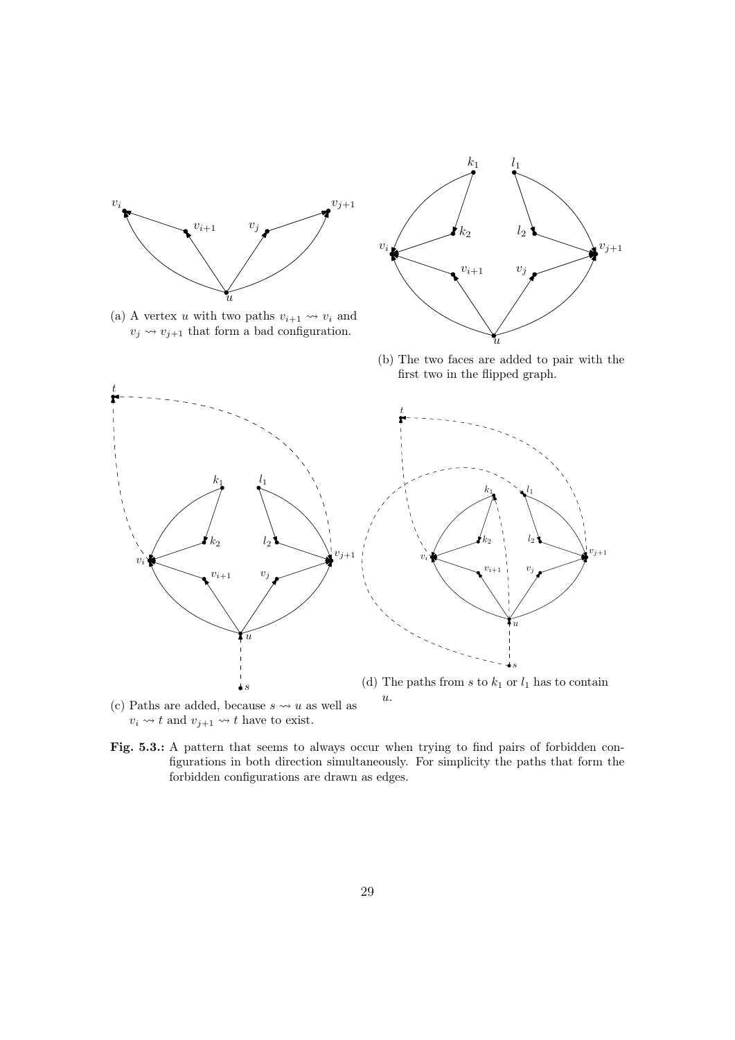(a) A vertex $u$ with two paths $v_{i+1} \rightsquigarrow v_i$ and $v_j \rightsquigarrow v_{j+1}$ that form a bad configuration.

(b) The two faces are added to pair with the first two in the flipped graph.

(c) Paths are added, because $s \rightsquigarrow u$ as well as $v_i \rightsquigarrow t$ and $v_{j+1} \rightsquigarrow t$ have to exist.

(d) The paths from $s$ to $k_1$ or $l_1$ has to contain $u$.

**Fig. 5.3.:** A pattern that seems to always occur when trying to find pairs of forbidden configurations in both direction simultaneously. For simplicity the paths that form the forbidden configurations are drawn as edges.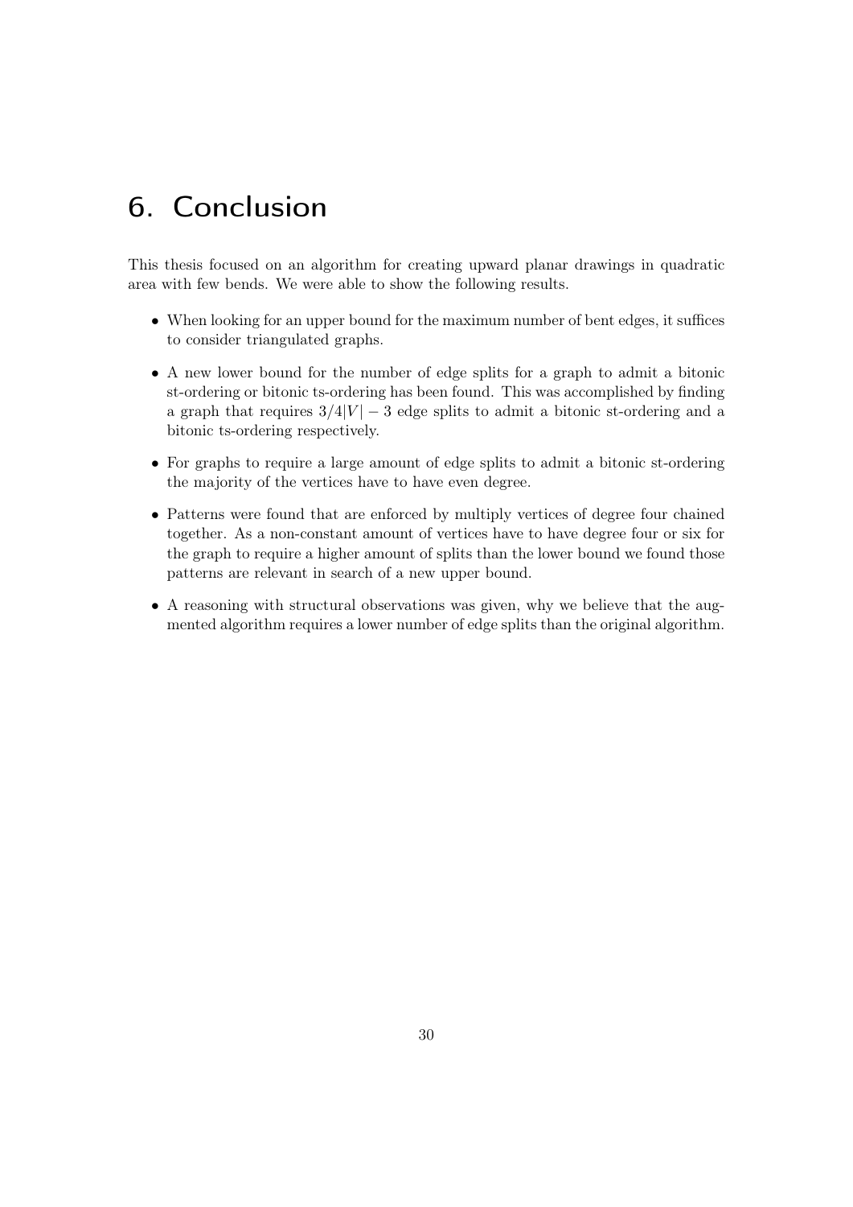# 6. Conclusion

This thesis focused on an algorithm for creating upward planar drawings in quadratic area with few bends. We were able to show the following results.

- When looking for an upper bound for the maximum number of bent edges, it suffices to consider triangulated graphs.
- A new lower bound for the number of edge splits for a graph to admit a bitonic st-ordering or bitonic ts-ordering has been found. This was accomplished by finding a graph that requires $3/4|V| - 3$ edge splits to admit a bitonic st-ordering and a bitonic ts-ordering respectively.
- For graphs to require a large amount of edge splits to admit a bitonic st-ordering the majority of the vertices have to have even degree.
- Patterns were found that are enforced by multiply vertices of degree four chained together. As a non-constant amount of vertices have to have degree four or six for the graph to require a higher amount of splits than the lower bound we found those patterns are relevant in search of a new upper bound.
- A reasoning with structural observations was given, why we believe that the augmented algorithm requires a lower number of edge splits than the original algorithm.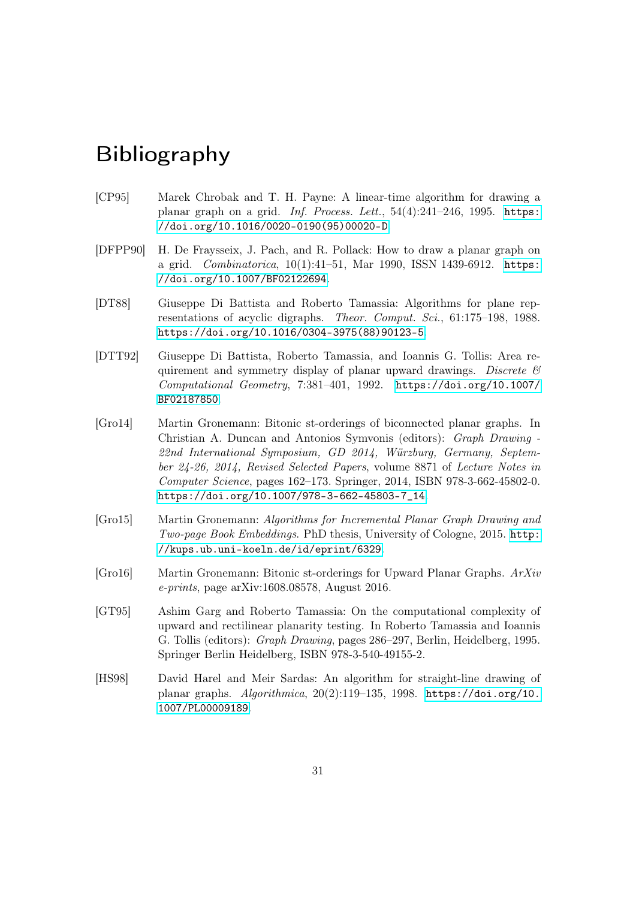# Bibliography

[CP95] Marek Chrobak and T. H. Payne: A linear-time algorithm for drawing a planar graph on a grid. *Inf. Process. Lett.*, 54(4):241–246, 1995. https://doi.org/10.1016/0020-0190(95)00020-D.

[DFPP90] H. De Fraysseix, J. Pach, and R. Pollack: How to draw a planar graph on a grid. *Combinatorica*, 10(1):41–51, Mar 1990, ISSN 1439-6912. https://doi.org/10.1007/BF02122694.

[DT88] Giuseppe Di Battista and Roberto Tamassia: Algorithms for plane representations of acyclic digraphs. *Theor. Comput. Sci.*, 61:175–198, 1988. https://doi.org/10.1016/0304-3975(88)90123-5.

[DTT92] Giuseppe Di Battista, Roberto Tamassia, and Ioannis G. Tollis: Area requirement and symmetry display of planar upward drawings. *Discrete & Computational Geometry*, 7:381–401, 1992. https://doi.org/10.1007/BF02187850.

[Gro14] Martin Gronemann: Bitonic st-orderings of biconnected planar graphs. In Christian A. Duncan and Antonios Symvonis (editors): *Graph Drawing - 22nd International Symposium, GD 2014, Würzburg, Germany, September 24-26, 2014, Revised Selected Papers*, volume 8871 of *Lecture Notes in Computer Science*, pages 162–173. Springer, 2014, ISBN 978-3-662-45802-0. https://doi.org/10.1007/978-3-662-45803-7_14.

[Gro15] Martin Gronemann: *Algorithms for Incremental Planar Graph Drawing and Two-page Book Embeddings*. PhD thesis, University of Cologne, 2015. http://kups.ub.uni-koeln.de/id/eprint/6329.

[Gro16] Martin Gronemann: Bitonic st-orderings for Upward Planar Graphs. *ArXiv e-prints*, page arXiv:1608.08578, August 2016.

[GT95] Ashim Garg and Roberto Tamassia: On the computational complexity of upward and rectilinear planarity testing. In Roberto Tamassia and Ioannis G. Tollis (editors): *Graph Drawing*, pages 286–297, Berlin, Heidelberg, 1995. Springer Berlin Heidelberg, ISBN 978-3-540-49155-2.

[HS98] David Harel and Meir Sardas: An algorithm for straight-line drawing of planar graphs. *Algorithmica*, 20(2):119–135, 1998. https://doi.org/10.1007/PL00009189.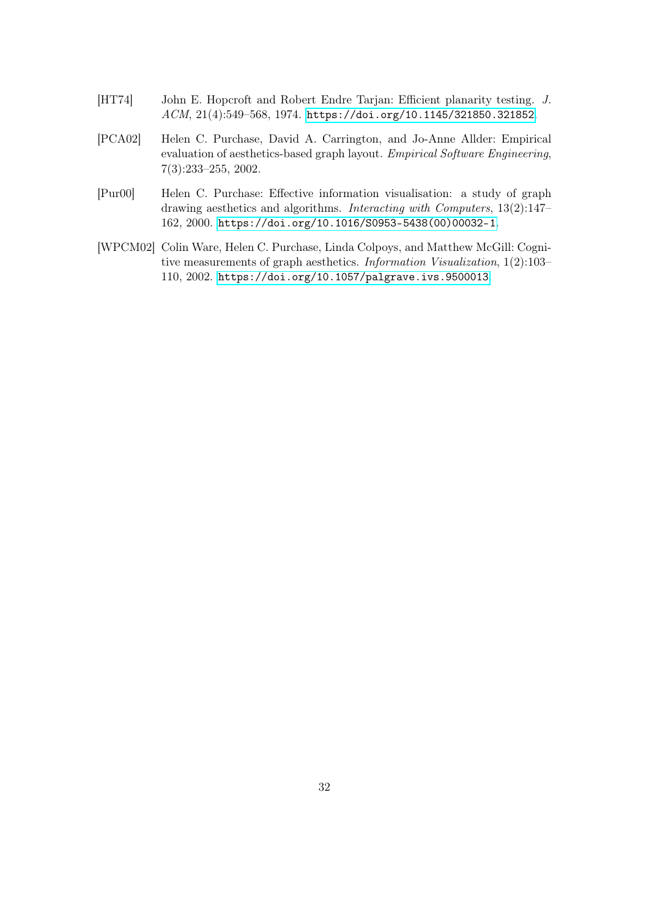[HT74] John E. Hopcroft and Robert Endre Tarjan: Efficient planarity testing. *J. ACM*, 21(4):549–568, 1974. https://doi.org/10.1145/321850.321852.

[PCA02] Helen C. Purchase, David A. Carrington, and Jo-Anne Allder: Empirical evaluation of aesthetics-based graph layout. *Empirical Software Engineering*, 7(3):233–255, 2002.

[Pur00] Helen C. Purchase: Effective information visualisation: a study of graph drawing aesthetics and algorithms. *Interacting with Computers*, 13(2):147–162, 2000. https://doi.org/10.1016/S0953-5438(00)00032-1.

[WPCM02] Colin Ware, Helen C. Purchase, Linda Colpoys, and Matthew McGill: Cognitive measurements of graph aesthetics. *Information Visualization*, 1(2):103–110, 2002. https://doi.org/10.1057/palgrave.ivs.9500013.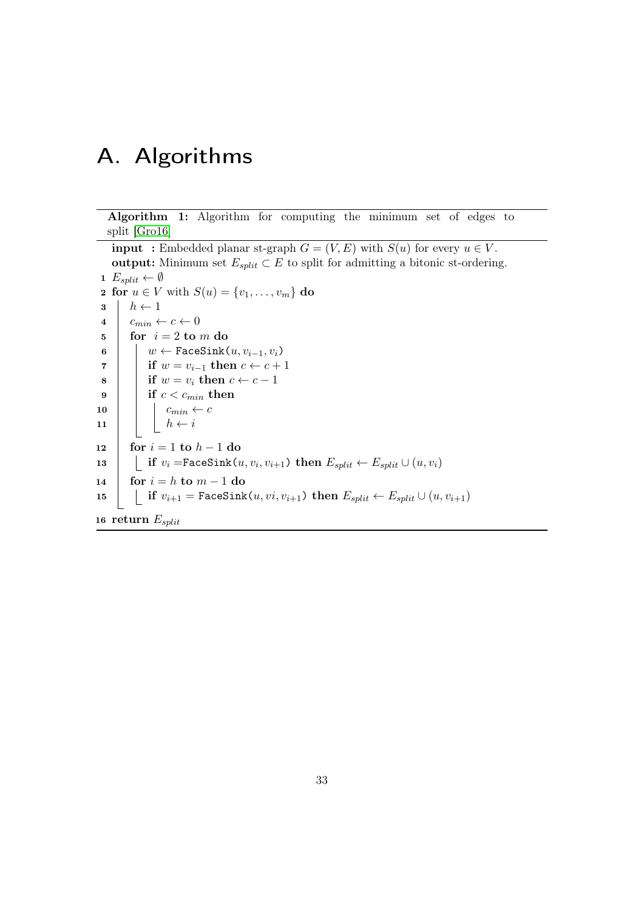# A. Algorithms

**Algorithm 1:** Algorithm for computing the minimum set of edges to split [Gro16]

**input :** Embedded planar st-graph $G = (V, E)$ with $S(u)$ for every $u \in V$.
**output:** Minimum set $E_{split} \subset E$ to split for admitting a bitonic st-ordering.

```
1  E_split ← ∅
2  for u ∈ V with S(u) = {v_1, ..., v_m} do
3      h ← 1
4      c_min ← c ← 0
5      for i = 2 to m do
6          w ← FaceSink(u, v_{i-1}, v_i)
7          if w = v_{i-1} then c ← c + 1
8          if w = v_i then c ← c - 1
9          if c < c_min then
10             c_min ← c
11             h ← i
12     for i = 1 to h - 1 do
13         if v_i = FaceSink(u, v_i, v_{i+1}) then E_split ← E_split ∪ (u, v_i)
14     for i = h to m - 1 do
15         if v_{i+1} = FaceSink(u, vi, v_{i+1}) then E_split ← E_split ∪ (u, v_{i+1})
16 return E_split
```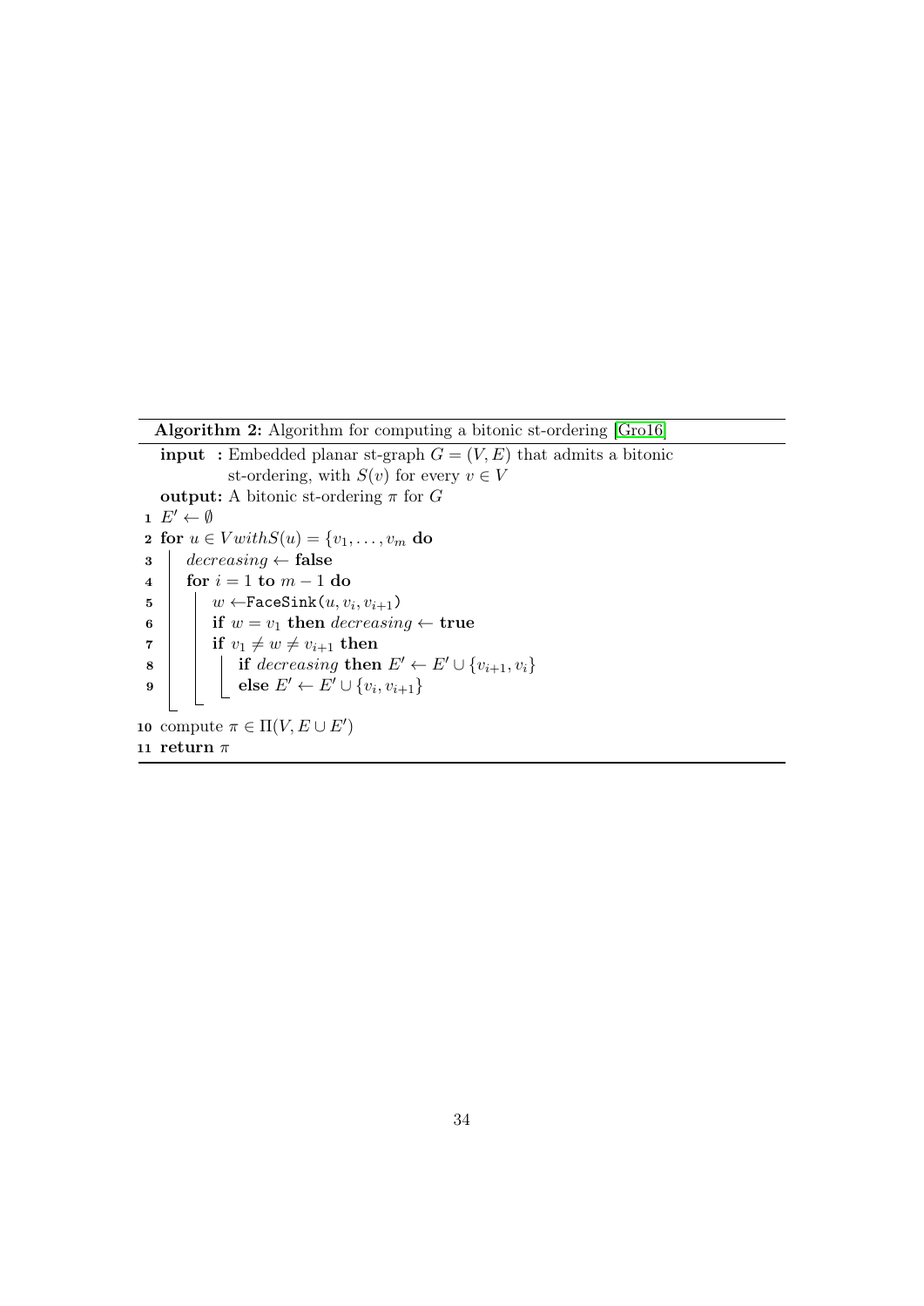**Algorithm 2:** Algorithm for computing a bitonic st-ordering [Gro16]

**input :** Embedded planar st-graph $G = (V, E)$ that admits a bitonic st-ordering, with $S(v)$ for every $v \in V$

**output:** A bitonic st-ordering $\pi$ for $G$

```
1  E' ← ∅
2  for u ∈ V with S(u) = {v_1, ..., v_m do
3      decreasing ← false
4      for i = 1 to m − 1 do
5          w ← FaceSink(u, v_i, v_{i+1})
6          if w = v_1 then decreasing ← true
7          if v_1 ≠ w ≠ v_{i+1} then
8              if decreasing then E' ← E' ∪ {v_{i+1}, v_i}
9              else E' ← E' ∪ {v_i, v_{i+1}}
10 compute π ∈ Π(V, E ∪ E')
11 return π
```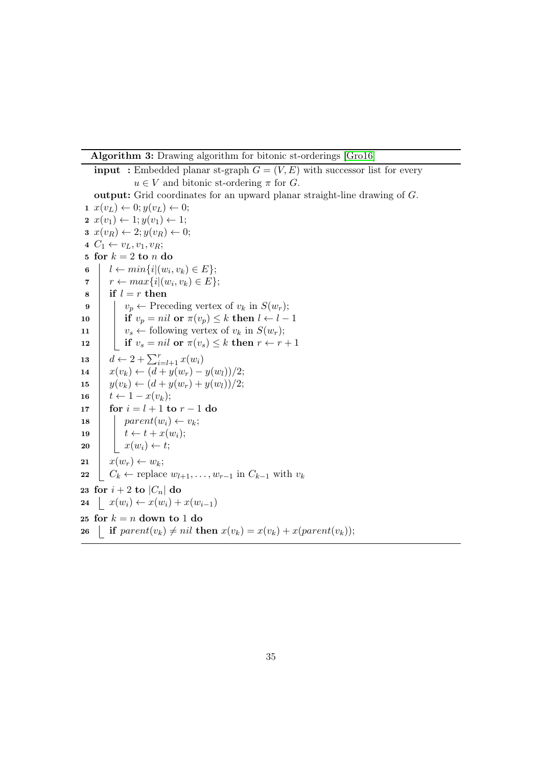**Algorithm 3:** Drawing algorithm for bitonic st-orderings [Gro16]

**input :** Embedded planar st-graph $G = (V, E)$ with successor list for every $u \in V$ and bitonic st-ordering $\pi$ for $G$.

**output:** Grid coordinates for an upward planar straight-line drawing of $G$.

```
1  x(v_L) ← 0; y(v_L) ← 0;
2  x(v_1) ← 1; y(v_1) ← 1;
3  x(v_R) ← 2; y(v_R) ← 0;
4  C_1 ← v_L, v_1, v_R;
5  for k = 2 to n do
6  |   l ← min{i|(w_i, v_k) ∈ E};
7  |   r ← max{i|(w_i, v_k) ∈ E};
8  |   if l = r then
9  |   |   v_p ← Preceding vertex of v_k in S(w_r);
10 |   |   if v_p = nil or π(v_p) ≤ k then l ← l − 1
11 |   |   v_s ← following vertex of v_k in S(w_r);
12 |   |   if v_s = nil or π(v_s) ≤ k then r ← r + 1
13 |   d ← 2 + Σ_{i=l+1}^{r} x(w_i)
14 |   x(v_k) ← (d + y(w_r) − y(w_l))/2;
15 |   y(v_k) ← (d + y(w_r) + y(w_l))/2;
16 |   t ← 1 − x(v_k);
17 |   for i = l + 1 to r − 1 do
18 |   |   parent(w_i) ← v_k;
19 |   |   t ← t + x(w_i);
20 |   |   x(w_i) ← t;
21 |   x(w_r) ← w_k;
22 |   C_k ← replace w_{l+1}, ..., w_{r−1} in C_{k−1} with v_k
23 for i + 2 to |C_n| do
24 |   x(w_i) ← x(w_i) + x(w_{i−1})
25 for k = n down to 1 do
26 |   if parent(v_k) ≠ nil then x(v_k) = x(v_k) + x(parent(v_k));
```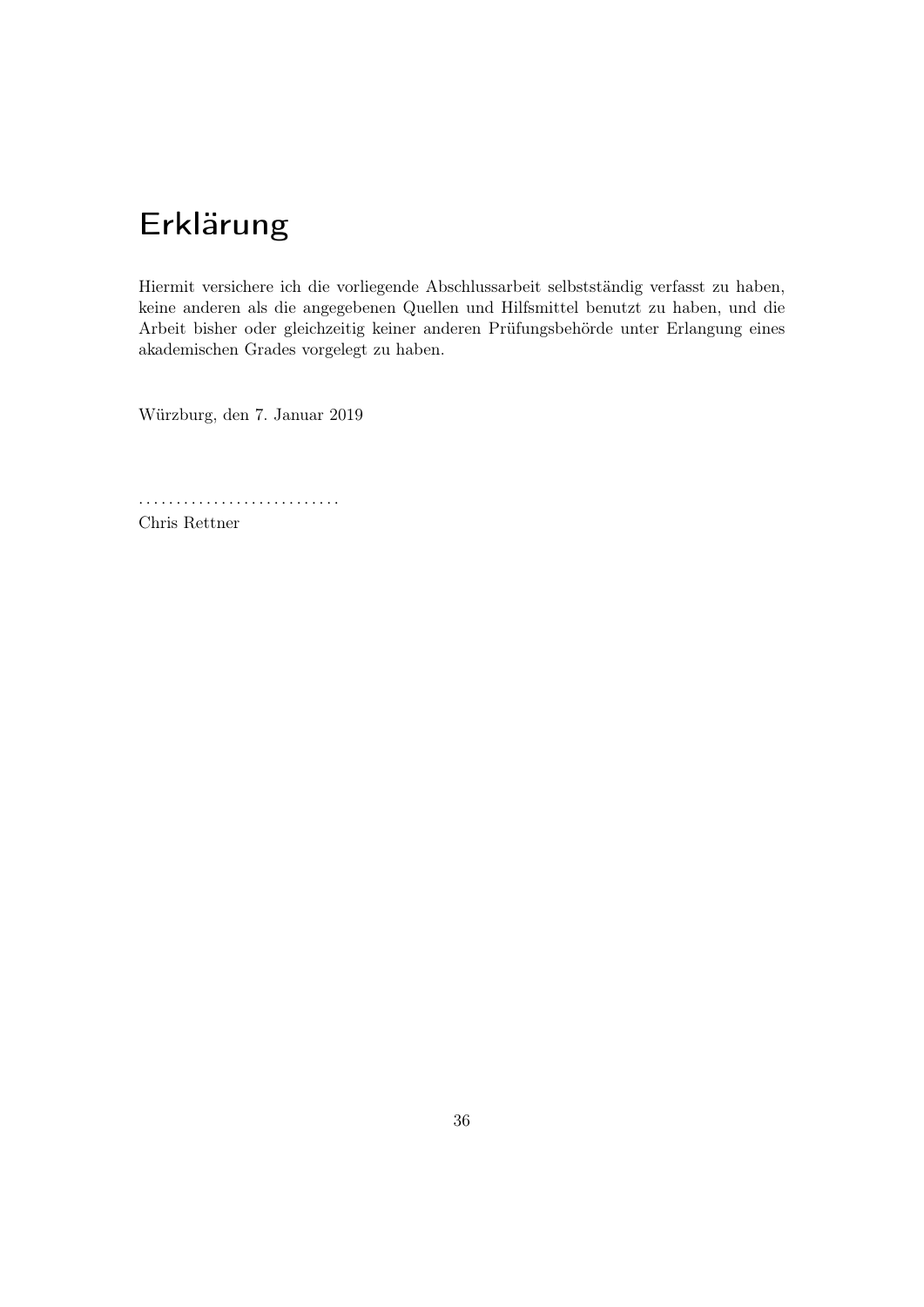# Erklärung

Hiermit versichere ich die vorliegende Abschlussarbeit selbstständig verfasst zu haben, keine anderen als die angegebenen Quellen und Hilfsmittel benutzt zu haben, und die Arbeit bisher oder gleichzeitig keiner anderen Prüfungsbehörde unter Erlangung eines akademischen Grades vorgelegt zu haben.

Würzburg, den 7. Januar 2019

. . . . . . . . . . . . . . . . . . . . . . . . . . .
Chris Rettner